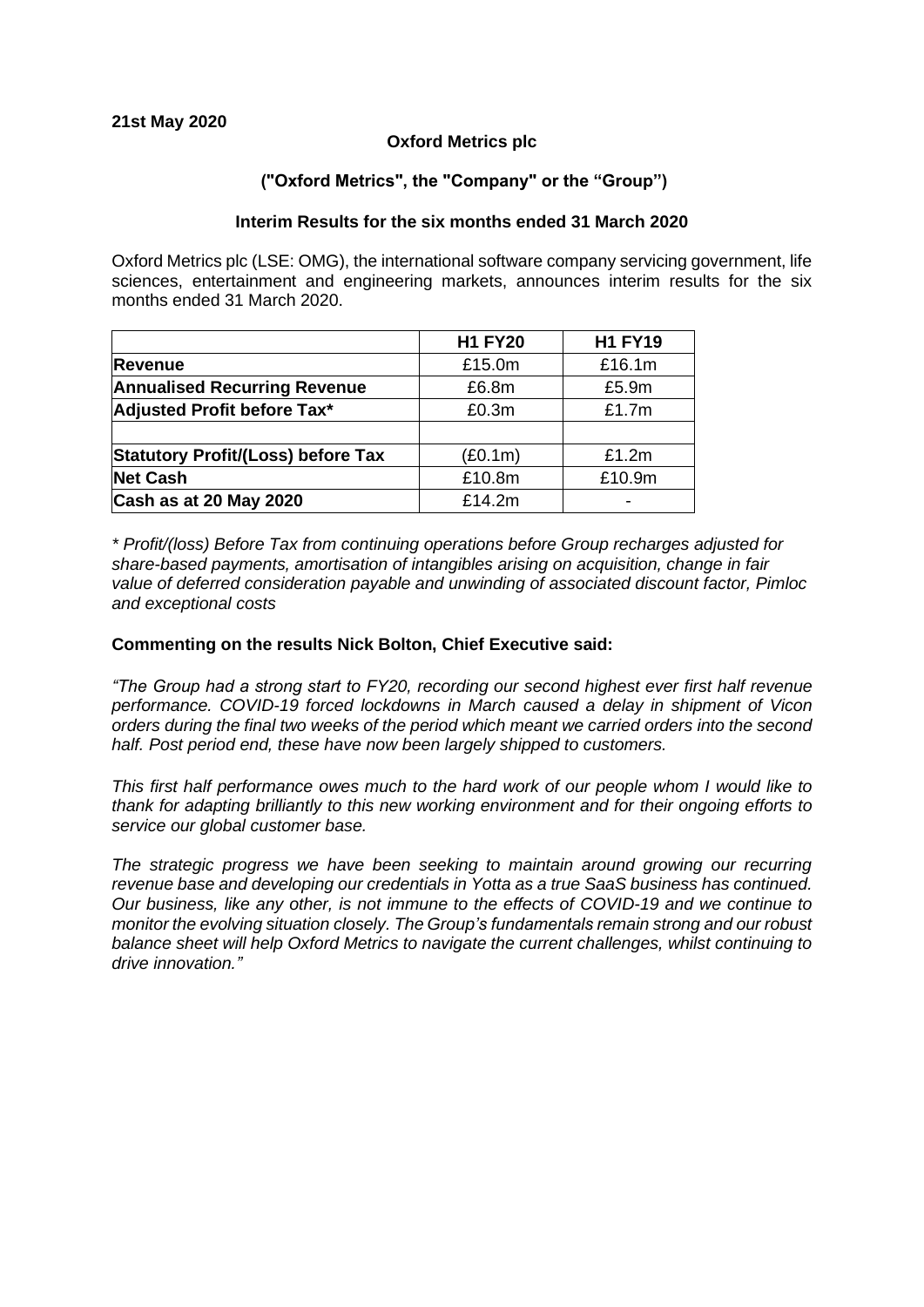**21st May 2020**

**Oxford Metrics plc**

**("Oxford Metrics", the "Company" or the "Group")**

**Interim Results for the six months ended 31 March 2020**

Oxford Metrics plc (LSE: OMG), the international software company servicing government, life sciences, entertainment and engineering markets, announces interim results for the six months ended 31 March 2020.

| | **H1 FY20** | **H1 FY19** |
|---|---|---|
| **Revenue** | £15.0m | £16.1m |
| **Annualised Recurring Revenue** | £6.8m | £5.9m |
| **Adjusted Profit before Tax*** | £0.3m | £1.7m |
| | | |
| **Statutory Profit/(Loss) before Tax** | (£0.1m) | £1.2m |
| **Net Cash** | £10.8m | £10.9m |
| **Cash as at 20 May 2020** | £14.2m | - |

*\* Profit/(loss) Before Tax from continuing operations before Group recharges adjusted for share-based payments, amortisation of intangibles arising on acquisition, change in fair value of deferred consideration payable and unwinding of associated discount factor, Pimloc and exceptional costs*

**Commenting on the results Nick Bolton, Chief Executive said:**

*"The Group had a strong start to FY20, recording our second highest ever first half revenue performance. COVID-19 forced lockdowns in March caused a delay in shipment of Vicon orders during the final two weeks of the period which meant we carried orders into the second half. Post period end, these have now been largely shipped to customers.*

*This first half performance owes much to the hard work of our people whom I would like to thank for adapting brilliantly to this new working environment and for their ongoing efforts to service our global customer base.*

*The strategic progress we have been seeking to maintain around growing our recurring revenue base and developing our credentials in Yotta as a true SaaS business has continued. Our business, like any other, is not immune to the effects of COVID-19 and we continue to monitor the evolving situation closely. The Group's fundamentals remain strong and our robust balance sheet will help Oxford Metrics to navigate the current challenges, whilst continuing to drive innovation."*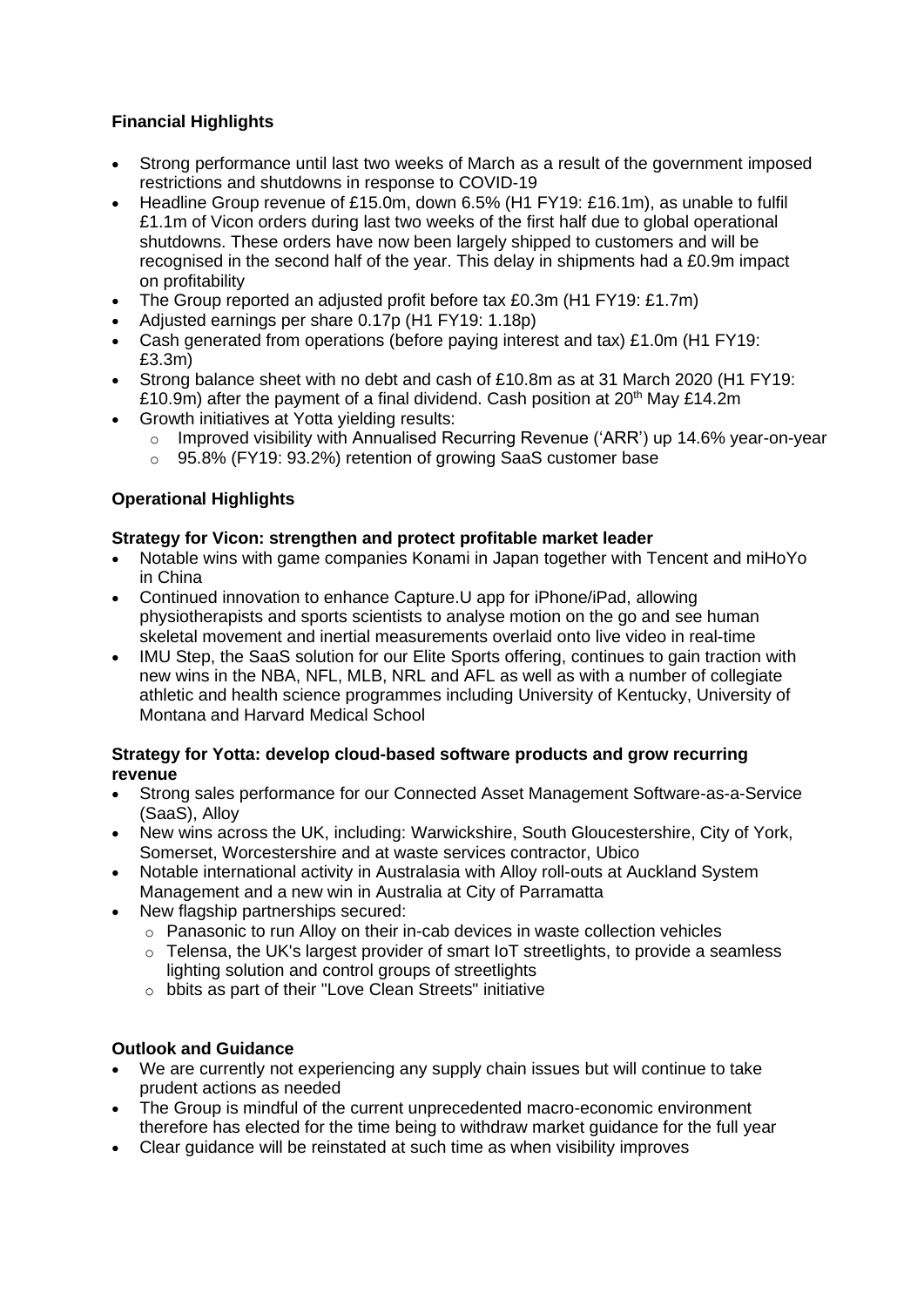## Financial Highlights

- Strong performance until last two weeks of March as a result of the government imposed restrictions and shutdowns in response to COVID-19
- Headline Group revenue of £15.0m, down 6.5% (H1 FY19: £16.1m), as unable to fulfil £1.1m of Vicon orders during last two weeks of the first half due to global operational shutdowns. These orders have now been largely shipped to customers and will be recognised in the second half of the year. This delay in shipments had a £0.9m impact on profitability
- The Group reported an adjusted profit before tax £0.3m (H1 FY19: £1.7m)
- Adjusted earnings per share 0.17p (H1 FY19: 1.18p)
- Cash generated from operations (before paying interest and tax) £1.0m (H1 FY19: £3.3m)
- Strong balance sheet with no debt and cash of £10.8m as at 31 March 2020 (H1 FY19: £10.9m) after the payment of a final dividend. Cash position at 20th May £14.2m
- Growth initiatives at Yotta yielding results:
  - Improved visibility with Annualised Recurring Revenue ('ARR') up 14.6% year-on-year
  - 95.8% (FY19: 93.2%) retention of growing SaaS customer base

## Operational Highlights

### Strategy for Vicon: strengthen and protect profitable market leader

- Notable wins with game companies Konami in Japan together with Tencent and miHoYo in China
- Continued innovation to enhance Capture.U app for iPhone/iPad, allowing physiotherapists and sports scientists to analyse motion on the go and see human skeletal movement and inertial measurements overlaid onto live video in real-time
- IMU Step, the SaaS solution for our Elite Sports offering, continues to gain traction with new wins in the NBA, NFL, MLB, NRL and AFL as well as with a number of collegiate athletic and health science programmes including University of Kentucky, University of Montana and Harvard Medical School

### Strategy for Yotta: develop cloud-based software products and grow recurring revenue

- Strong sales performance for our Connected Asset Management Software-as-a-Service (SaaS), Alloy
- New wins across the UK, including: Warwickshire, South Gloucestershire, City of York, Somerset, Worcestershire and at waste services contractor, Ubico
- Notable international activity in Australasia with Alloy roll-outs at Auckland System Management and a new win in Australia at City of Parramatta
- New flagship partnerships secured:
  - Panasonic to run Alloy on their in-cab devices in waste collection vehicles
  - Telensa, the UK's largest provider of smart IoT streetlights, to provide a seamless lighting solution and control groups of streetlights
  - bbits as part of their "Love Clean Streets" initiative

## Outlook and Guidance

- We are currently not experiencing any supply chain issues but will continue to take prudent actions as needed
- The Group is mindful of the current unprecedented macro-economic environment therefore has elected for the time being to withdraw market guidance for the full year
- Clear guidance will be reinstated at such time as when visibility improves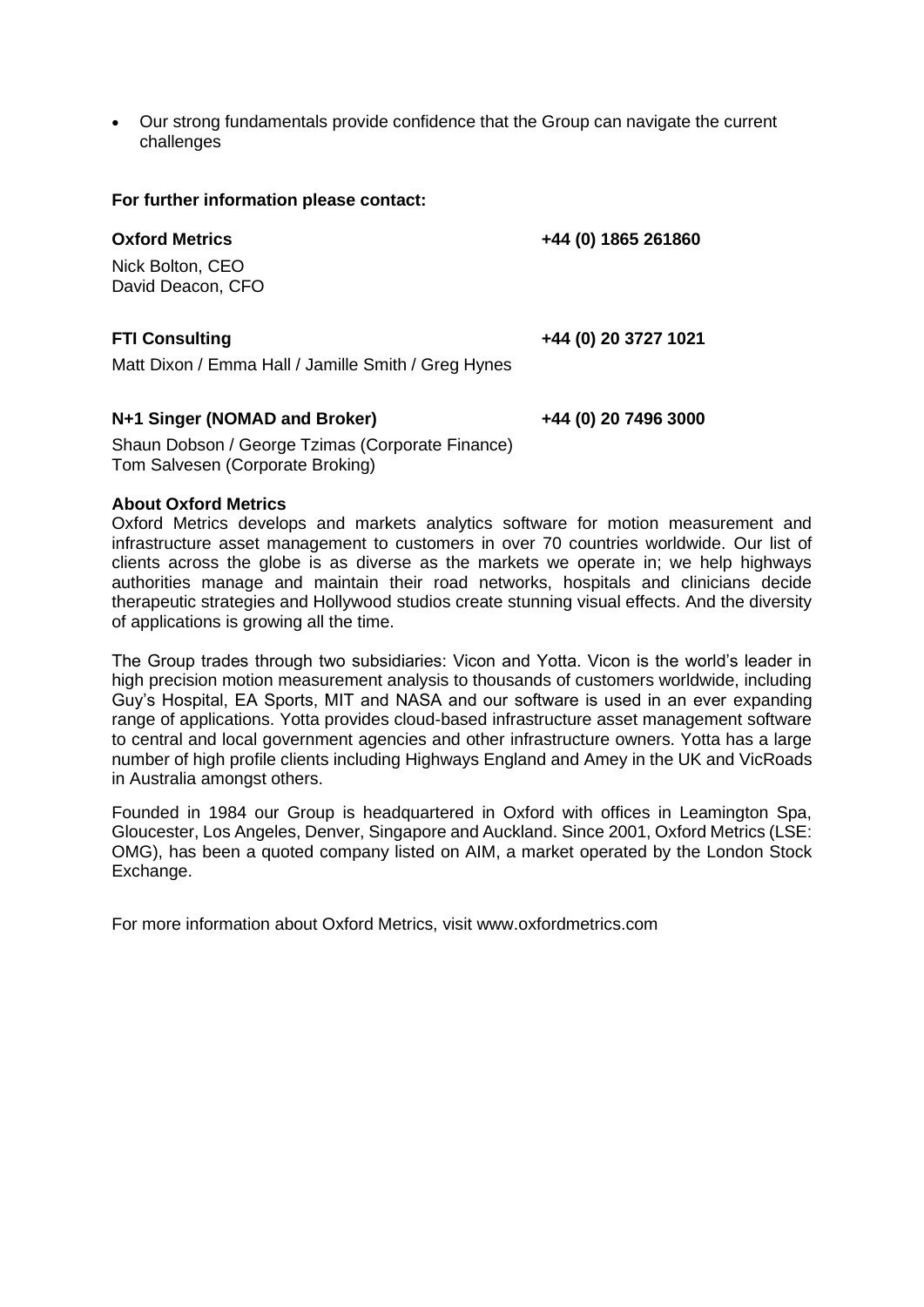- Our strong fundamentals provide confidence that the Group can navigate the current challenges

**For further information please contact:**

**Oxford Metrics** **+44 (0) 1865 261860**

Nick Bolton, CEO
David Deacon, CFO

**FTI Consulting** **+44 (0) 20 3727 1021**

Matt Dixon / Emma Hall / Jamille Smith / Greg Hynes

**N+1 Singer (NOMAD and Broker)** **+44 (0) 20 7496 3000**

Shaun Dobson / George Tzimas (Corporate Finance)
Tom Salvesen (Corporate Broking)

**About Oxford Metrics**

Oxford Metrics develops and markets analytics software for motion measurement and infrastructure asset management to customers in over 70 countries worldwide. Our list of clients across the globe is as diverse as the markets we operate in; we help highways authorities manage and maintain their road networks, hospitals and clinicians decide therapeutic strategies and Hollywood studios create stunning visual effects. And the diversity of applications is growing all the time.

The Group trades through two subsidiaries: Vicon and Yotta. Vicon is the world's leader in high precision motion measurement analysis to thousands of customers worldwide, including Guy's Hospital, EA Sports, MIT and NASA and our software is used in an ever expanding range of applications. Yotta provides cloud-based infrastructure asset management software to central and local government agencies and other infrastructure owners. Yotta has a large number of high profile clients including Highways England and Amey in the UK and VicRoads in Australia amongst others.

Founded in 1984 our Group is headquartered in Oxford with offices in Leamington Spa, Gloucester, Los Angeles, Denver, Singapore and Auckland. Since 2001, Oxford Metrics (LSE: OMG), has been a quoted company listed on AIM, a market operated by the London Stock Exchange.

For more information about Oxford Metrics, visit www.oxfordmetrics.com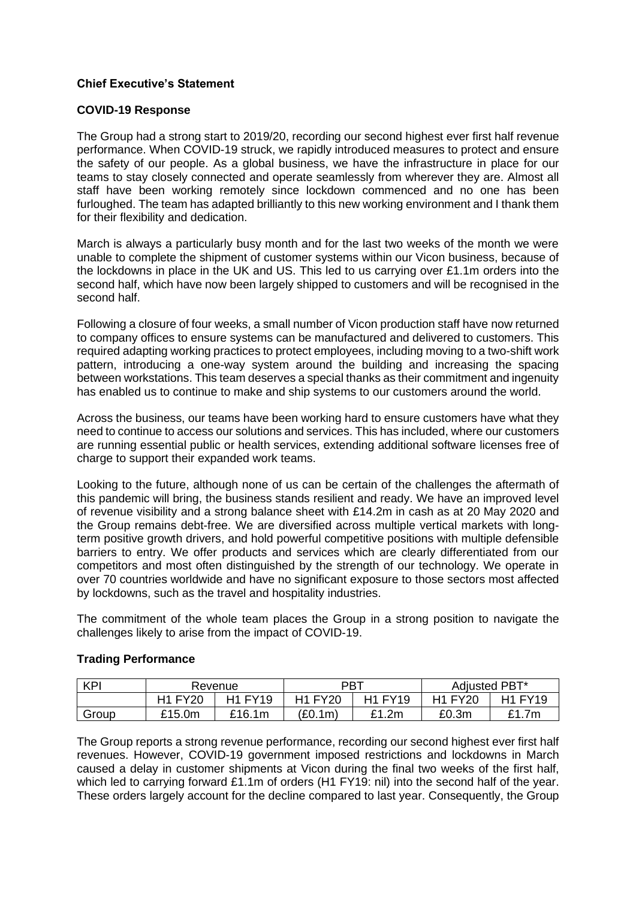**Chief Executive's Statement**

**COVID-19 Response**

The Group had a strong start to 2019/20, recording our second highest ever first half revenue performance. When COVID-19 struck, we rapidly introduced measures to protect and ensure the safety of our people. As a global business, we have the infrastructure in place for our teams to stay closely connected and operate seamlessly from wherever they are. Almost all staff have been working remotely since lockdown commenced and no one has been furloughed. The team has adapted brilliantly to this new working environment and I thank them for their flexibility and dedication.

March is always a particularly busy month and for the last two weeks of the month we were unable to complete the shipment of customer systems within our Vicon business, because of the lockdowns in place in the UK and US. This led to us carrying over £1.1m orders into the second half, which have now been largely shipped to customers and will be recognised in the second half.

Following a closure of four weeks, a small number of Vicon production staff have now returned to company offices to ensure systems can be manufactured and delivered to customers. This required adapting working practices to protect employees, including moving to a two-shift work pattern, introducing a one-way system around the building and increasing the spacing between workstations. This team deserves a special thanks as their commitment and ingenuity has enabled us to continue to make and ship systems to our customers around the world.

Across the business, our teams have been working hard to ensure customers have what they need to continue to access our solutions and services. This has included, where our customers are running essential public or health services, extending additional software licenses free of charge to support their expanded work teams.

Looking to the future, although none of us can be certain of the challenges the aftermath of this pandemic will bring, the business stands resilient and ready. We have an improved level of revenue visibility and a strong balance sheet with £14.2m in cash as at 20 May 2020 and the Group remains debt-free. We are diversified across multiple vertical markets with long-term positive growth drivers, and hold powerful competitive positions with multiple defensible barriers to entry. We offer products and services which are clearly differentiated from our competitors and most often distinguished by the strength of our technology. We operate in over 70 countries worldwide and have no significant exposure to those sectors most affected by lockdowns, such as the travel and hospitality industries.

The commitment of the whole team places the Group in a strong position to navigate the challenges likely to arise from the impact of COVID-19.

**Trading Performance**

| KPI | Revenue | | PBT | | Adjusted PBT* | |
|---|---|---|---|---|---|---|
| | H1 FY20 | H1 FY19 | H1 FY20 | H1 FY19 | H1 FY20 | H1 FY19 |
| Group | £15.0m | £16.1m | (£0.1m) | £1.2m | £0.3m | £1.7m |

The Group reports a strong revenue performance, recording our second highest ever first half revenues. However, COVID-19 government imposed restrictions and lockdowns in March caused a delay in customer shipments at Vicon during the final two weeks of the first half, which led to carrying forward £1.1m of orders (H1 FY19: nil) into the second half of the year. These orders largely account for the decline compared to last year. Consequently, the Group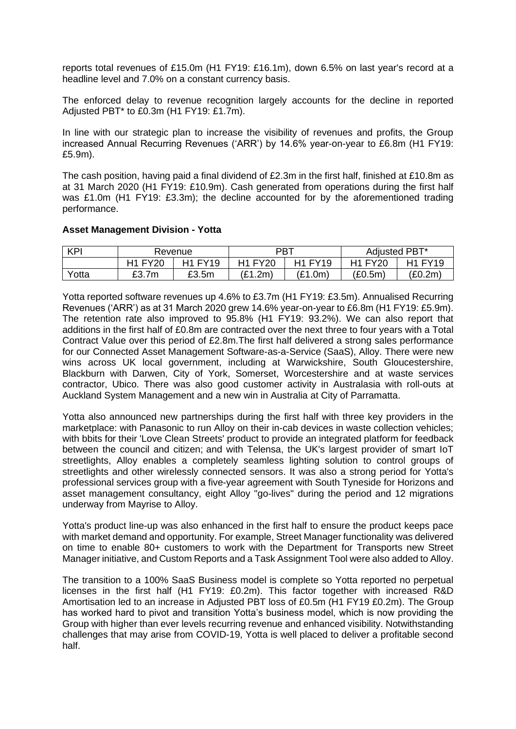reports total revenues of £15.0m (H1 FY19: £16.1m), down 6.5% on last year's record at a headline level and 7.0% on a constant currency basis.

The enforced delay to revenue recognition largely accounts for the decline in reported Adjusted PBT* to £0.3m (H1 FY19: £1.7m).

In line with our strategic plan to increase the visibility of revenues and profits, the Group increased Annual Recurring Revenues ('ARR') by 14.6% year-on-year to £6.8m (H1 FY19: £5.9m).

The cash position, having paid a final dividend of £2.3m in the first half, finished at £10.8m as at 31 March 2020 (H1 FY19: £10.9m). Cash generated from operations during the first half was £1.0m (H1 FY19: £3.3m); the decline accounted for by the aforementioned trading performance.

**Asset Management Division - Yotta**

| KPI | Revenue | | PBT | | Adjusted PBT* | |
|---|---|---|---|---|---|---|
| | H1 FY20 | H1 FY19 | H1 FY20 | H1 FY19 | H1 FY20 | H1 FY19 |
| Yotta | £3.7m | £3.5m | (£1.2m) | (£1.0m) | (£0.5m) | (£0.2m) |

Yotta reported software revenues up 4.6% to £3.7m (H1 FY19: £3.5m). Annualised Recurring Revenues ('ARR') as at 31 March 2020 grew 14.6% year-on-year to £6.8m (H1 FY19: £5.9m). The retention rate also improved to 95.8% (H1 FY19: 93.2%). We can also report that additions in the first half of £0.8m are contracted over the next three to four years with a Total Contract Value over this period of £2.8m.The first half delivered a strong sales performance for our Connected Asset Management Software-as-a-Service (SaaS), Alloy. There were new wins across UK local government, including at Warwickshire, South Gloucestershire, Blackburn with Darwen, City of York, Somerset, Worcestershire and at waste services contractor, Ubico. There was also good customer activity in Australasia with roll-outs at Auckland System Management and a new win in Australia at City of Parramatta.

Yotta also announced new partnerships during the first half with three key providers in the marketplace: with Panasonic to run Alloy on their in-cab devices in waste collection vehicles; with bbits for their 'Love Clean Streets' product to provide an integrated platform for feedback between the council and citizen; and with Telensa, the UK's largest provider of smart IoT streetlights, Alloy enables a completely seamless lighting solution to control groups of streetlights and other wirelessly connected sensors. It was also a strong period for Yotta's professional services group with a five-year agreement with South Tyneside for Horizons and asset management consultancy, eight Alloy "go-lives" during the period and 12 migrations underway from Mayrise to Alloy.

Yotta's product line-up was also enhanced in the first half to ensure the product keeps pace with market demand and opportunity. For example, Street Manager functionality was delivered on time to enable 80+ customers to work with the Department for Transports new Street Manager initiative, and Custom Reports and a Task Assignment Tool were also added to Alloy.

The transition to a 100% SaaS Business model is complete so Yotta reported no perpetual licenses in the first half (H1 FY19: £0.2m). This factor together with increased R&D Amortisation led to an increase in Adjusted PBT loss of £0.5m (H1 FY19 £0.2m). The Group has worked hard to pivot and transition Yotta's business model, which is now providing the Group with higher than ever levels recurring revenue and enhanced visibility. Notwithstanding challenges that may arise from COVID-19, Yotta is well placed to deliver a profitable second half.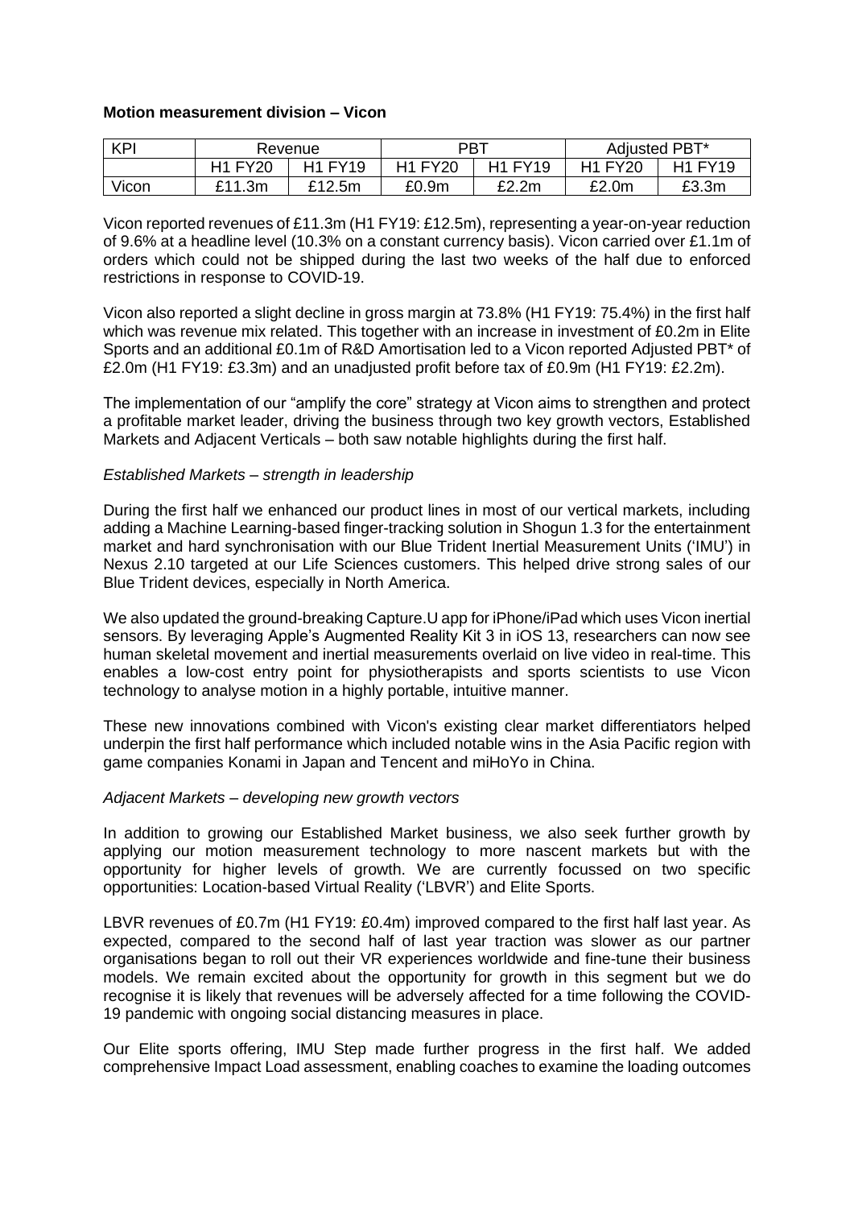**Motion measurement division – Vicon**

| KPI | Revenue | | PBT | | Adjusted PBT* | |
|---|---|---|---|---|---|---|
| | H1 FY20 | H1 FY19 | H1 FY20 | H1 FY19 | H1 FY20 | H1 FY19 |
| Vicon | £11.3m | £12.5m | £0.9m | £2.2m | £2.0m | £3.3m |

Vicon reported revenues of £11.3m (H1 FY19: £12.5m), representing a year-on-year reduction of 9.6% at a headline level (10.3% on a constant currency basis). Vicon carried over £1.1m of orders which could not be shipped during the last two weeks of the half due to enforced restrictions in response to COVID-19.

Vicon also reported a slight decline in gross margin at 73.8% (H1 FY19: 75.4%) in the first half which was revenue mix related. This together with an increase in investment of £0.2m in Elite Sports and an additional £0.1m of R&D Amortisation led to a Vicon reported Adjusted PBT* of £2.0m (H1 FY19: £3.3m) and an unadjusted profit before tax of £0.9m (H1 FY19: £2.2m).

The implementation of our "amplify the core" strategy at Vicon aims to strengthen and protect a profitable market leader, driving the business through two key growth vectors, Established Markets and Adjacent Verticals – both saw notable highlights during the first half.

*Established Markets – strength in leadership*

During the first half we enhanced our product lines in most of our vertical markets, including adding a Machine Learning-based finger-tracking solution in Shogun 1.3 for the entertainment market and hard synchronisation with our Blue Trident Inertial Measurement Units ('IMU') in Nexus 2.10 targeted at our Life Sciences customers. This helped drive strong sales of our Blue Trident devices, especially in North America.

We also updated the ground-breaking Capture.U app for iPhone/iPad which uses Vicon inertial sensors. By leveraging Apple's Augmented Reality Kit 3 in iOS 13, researchers can now see human skeletal movement and inertial measurements overlaid on live video in real-time. This enables a low-cost entry point for physiotherapists and sports scientists to use Vicon technology to analyse motion in a highly portable, intuitive manner.

These new innovations combined with Vicon's existing clear market differentiators helped underpin the first half performance which included notable wins in the Asia Pacific region with game companies Konami in Japan and Tencent and miHoYo in China.

*Adjacent Markets – developing new growth vectors*

In addition to growing our Established Market business, we also seek further growth by applying our motion measurement technology to more nascent markets but with the opportunity for higher levels of growth. We are currently focussed on two specific opportunities: Location-based Virtual Reality ('LBVR') and Elite Sports.

LBVR revenues of £0.7m (H1 FY19: £0.4m) improved compared to the first half last year. As expected, compared to the second half of last year traction was slower as our partner organisations began to roll out their VR experiences worldwide and fine-tune their business models. We remain excited about the opportunity for growth in this segment but we do recognise it is likely that revenues will be adversely affected for a time following the COVID-19 pandemic with ongoing social distancing measures in place.

Our Elite sports offering, IMU Step made further progress in the first half. We added comprehensive Impact Load assessment, enabling coaches to examine the loading outcomes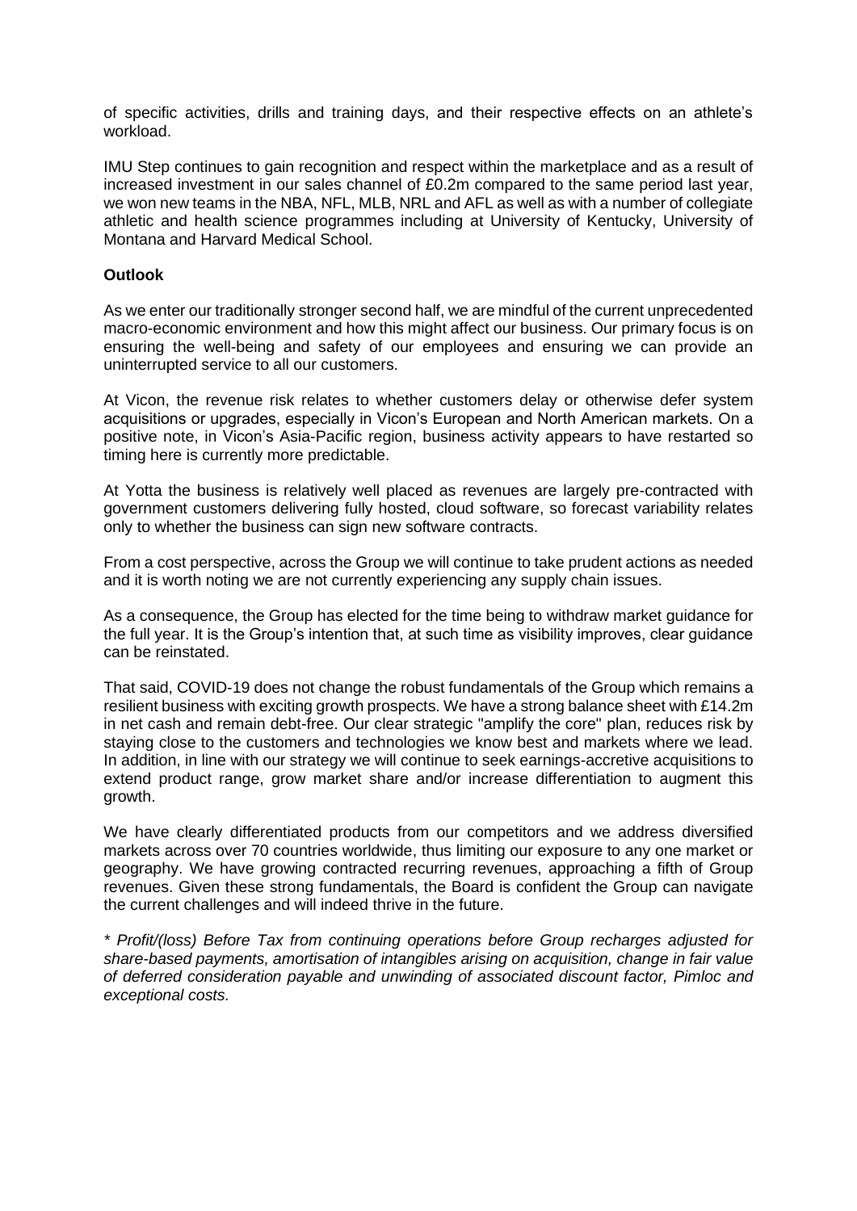of specific activities, drills and training days, and their respective effects on an athlete's workload.

IMU Step continues to gain recognition and respect within the marketplace and as a result of increased investment in our sales channel of £0.2m compared to the same period last year, we won new teams in the NBA, NFL, MLB, NRL and AFL as well as with a number of collegiate athletic and health science programmes including at University of Kentucky, University of Montana and Harvard Medical School.

**Outlook**

As we enter our traditionally stronger second half, we are mindful of the current unprecedented macro-economic environment and how this might affect our business. Our primary focus is on ensuring the well-being and safety of our employees and ensuring we can provide an uninterrupted service to all our customers.

At Vicon, the revenue risk relates to whether customers delay or otherwise defer system acquisitions or upgrades, especially in Vicon's European and North American markets. On a positive note, in Vicon's Asia-Pacific region, business activity appears to have restarted so timing here is currently more predictable.

At Yotta the business is relatively well placed as revenues are largely pre-contracted with government customers delivering fully hosted, cloud software, so forecast variability relates only to whether the business can sign new software contracts.

From a cost perspective, across the Group we will continue to take prudent actions as needed and it is worth noting we are not currently experiencing any supply chain issues.

As a consequence, the Group has elected for the time being to withdraw market guidance for the full year. It is the Group's intention that, at such time as visibility improves, clear guidance can be reinstated.

That said, COVID-19 does not change the robust fundamentals of the Group which remains a resilient business with exciting growth prospects. We have a strong balance sheet with £14.2m in net cash and remain debt-free. Our clear strategic "amplify the core" plan, reduces risk by staying close to the customers and technologies we know best and markets where we lead. In addition, in line with our strategy we will continue to seek earnings-accretive acquisitions to extend product range, grow market share and/or increase differentiation to augment this growth.

We have clearly differentiated products from our competitors and we address diversified markets across over 70 countries worldwide, thus limiting our exposure to any one market or geography. We have growing contracted recurring revenues, approaching a fifth of Group revenues. Given these strong fundamentals, the Board is confident the Group can navigate the current challenges and will indeed thrive in the future.

*\* Profit/(loss) Before Tax from continuing operations before Group recharges adjusted for share-based payments, amortisation of intangibles arising on acquisition, change in fair value of deferred consideration payable and unwinding of associated discount factor, Pimloc and exceptional costs.*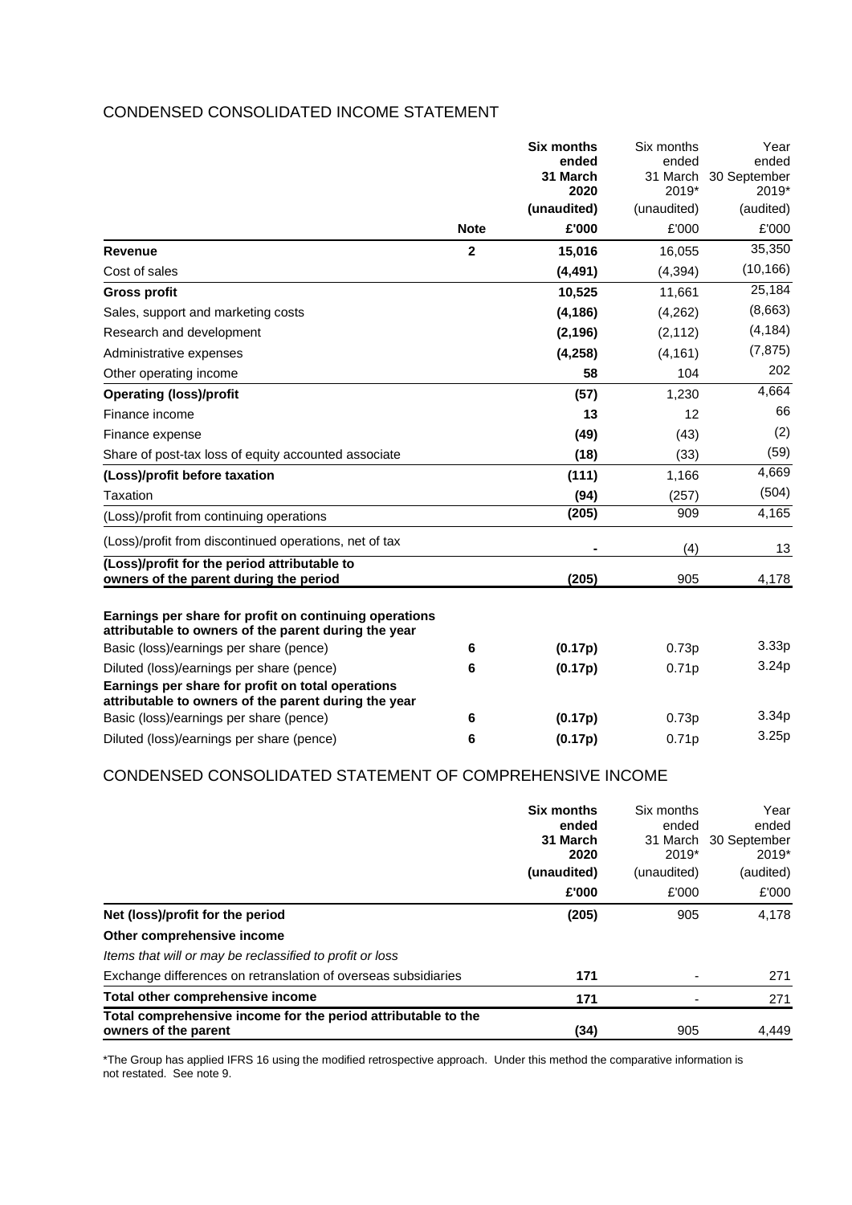## CONDENSED CONSOLIDATED INCOME STATEMENT

| | Note | Six months ended 31 March 2020 (unaudited) £'000 | Six months ended 31 March 2019* (unaudited) £'000 | Year ended 30 September 2019* (audited) £'000 |
|---|---|---|---|---|
| **Revenue** | 2 | **15,016** | 16,055 | 35,350 |
| Cost of sales | | **(4,491)** | (4,394) | (10,166) |
| **Gross profit** | | **10,525** | 11,661 | 25,184 |
| Sales, support and marketing costs | | **(4,186)** | (4,262) | (8,663) |
| Research and development | | **(2,196)** | (2,112) | (4,184) |
| Administrative expenses | | **(4,258)** | (4,161) | (7,875) |
| Other operating income | | **58** | 104 | 202 |
| **Operating (loss)/profit** | | **(57)** | 1,230 | 4,664 |
| Finance income | | **13** | 12 | 66 |
| Finance expense | | **(49)** | (43) | (2) |
| Share of post-tax loss of equity accounted associate | | **(18)** | (33) | (59) |
| **(Loss)/profit before taxation** | | **(111)** | 1,166 | 4,669 |
| Taxation | | **(94)** | (257) | (504) |
| (Loss)/profit from continuing operations | | **(205)** | 909 | 4,165 |
| (Loss)/profit from discontinued operations, net of tax | | **-** | (4) | 13 |
| **(Loss)/profit for the period attributable to owners of the parent during the period** | | **(205)** | 905 | 4,178 |
| **Earnings per share for profit on continuing operations attributable to owners of the parent during the year** | | | | |
| Basic (loss)/earnings per share (pence) | 6 | **(0.17p)** | 0.73p | 3.33p |
| Diluted (loss)/earnings per share (pence) | 6 | **(0.17p)** | 0.71p | 3.24p |
| **Earnings per share for profit on total operations attributable to owners of the parent during the year** | | | | |
| Basic (loss)/earnings per share (pence) | 6 | **(0.17p)** | 0.73p | 3.34p |
| Diluted (loss)/earnings per share (pence) | 6 | **(0.17p)** | 0.71p | 3.25p |

## CONDENSED CONSOLIDATED STATEMENT OF COMPREHENSIVE INCOME

| | Six months ended 31 March 2020 (unaudited) £'000 | Six months ended 31 March 2019* (unaudited) £'000 | Year ended 30 September 2019* (audited) £'000 |
|---|---|---|---|
| **Net (loss)/profit for the period** | **(205)** | 905 | 4,178 |
| **Other comprehensive income** | | | |
| *Items that will or may be reclassified to profit or loss* | | | |
| Exchange differences on retranslation of overseas subsidiaries | **171** | - | 271 |
| **Total other comprehensive income** | **171** | - | 271 |
| **Total comprehensive income for the period attributable to the owners of the parent** | **(34)** | 905 | 4,449 |

*The Group has applied IFRS 16 using the modified retrospective approach. Under this method the comparative information is not restated. See note 9.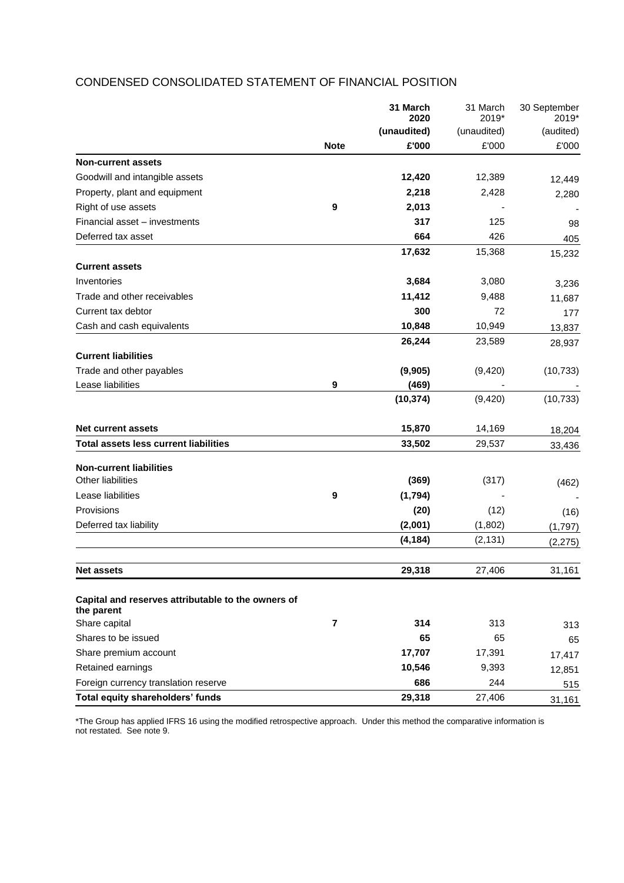## CONDENSED CONSOLIDATED STATEMENT OF FINANCIAL POSITION

| | Note | **31 March 2020** | 31 March 2019* | 30 September 2019* |
|---|---|---|---|---|
| | | **(unaudited)** | (unaudited) | (audited) |
| | | **£'000** | £'000 | £'000 |
| **Non-current assets** | | | | |
| Goodwill and intangible assets | | **12,420** | 12,389 | 12,449 |
| Property, plant and equipment | | **2,218** | 2,428 | 2,280 |
| Right of use assets | 9 | **2,013** | - | - |
| Financial asset – investments | | **317** | 125 | 98 |
| Deferred tax asset | | **664** | 426 | 405 |
| | | **17,632** | 15,368 | 15,232 |
| **Current assets** | | | | |
| Inventories | | **3,684** | 3,080 | 3,236 |
| Trade and other receivables | | **11,412** | 9,488 | 11,687 |
| Current tax debtor | | **300** | 72 | 177 |
| Cash and cash equivalents | | **10,848** | 10,949 | 13,837 |
| | | **26,244** | 23,589 | 28,937 |
| **Current liabilities** | | | | |
| Trade and other payables | | **(9,905)** | (9,420) | (10,733) |
| Lease liabilities | 9 | **(469)** | - | - |
| | | **(10,374)** | (9,420) | (10,733) |
| **Net current assets** | | **15,870** | 14,169 | 18,204 |
| **Total assets less current liabilities** | | **33,502** | 29,537 | 33,436 |
| **Non-current liabilities** | | | | |
| Other liabilities | | **(369)** | (317) | (462) |
| Lease liabilities | 9 | **(1,794)** | - | - |
| Provisions | | **(20)** | (12) | (16) |
| Deferred tax liability | | **(2,001)** | (1,802) | (1,797) |
| | | **(4,184)** | (2,131) | (2,275) |
| **Net assets** | | **29,318** | 27,406 | 31,161 |
| **Capital and reserves attributable to the owners of the parent** | | | | |
| Share capital | 7 | **314** | 313 | 313 |
| Shares to be issued | | **65** | 65 | 65 |
| Share premium account | | **17,707** | 17,391 | 17,417 |
| Retained earnings | | **10,546** | 9,393 | 12,851 |
| Foreign currency translation reserve | | **686** | 244 | 515 |
| **Total equity shareholders' funds** | | **29,318** | 27,406 | 31,161 |

*The Group has applied IFRS 16 using the modified retrospective approach. Under this method the comparative information is not restated. See note 9.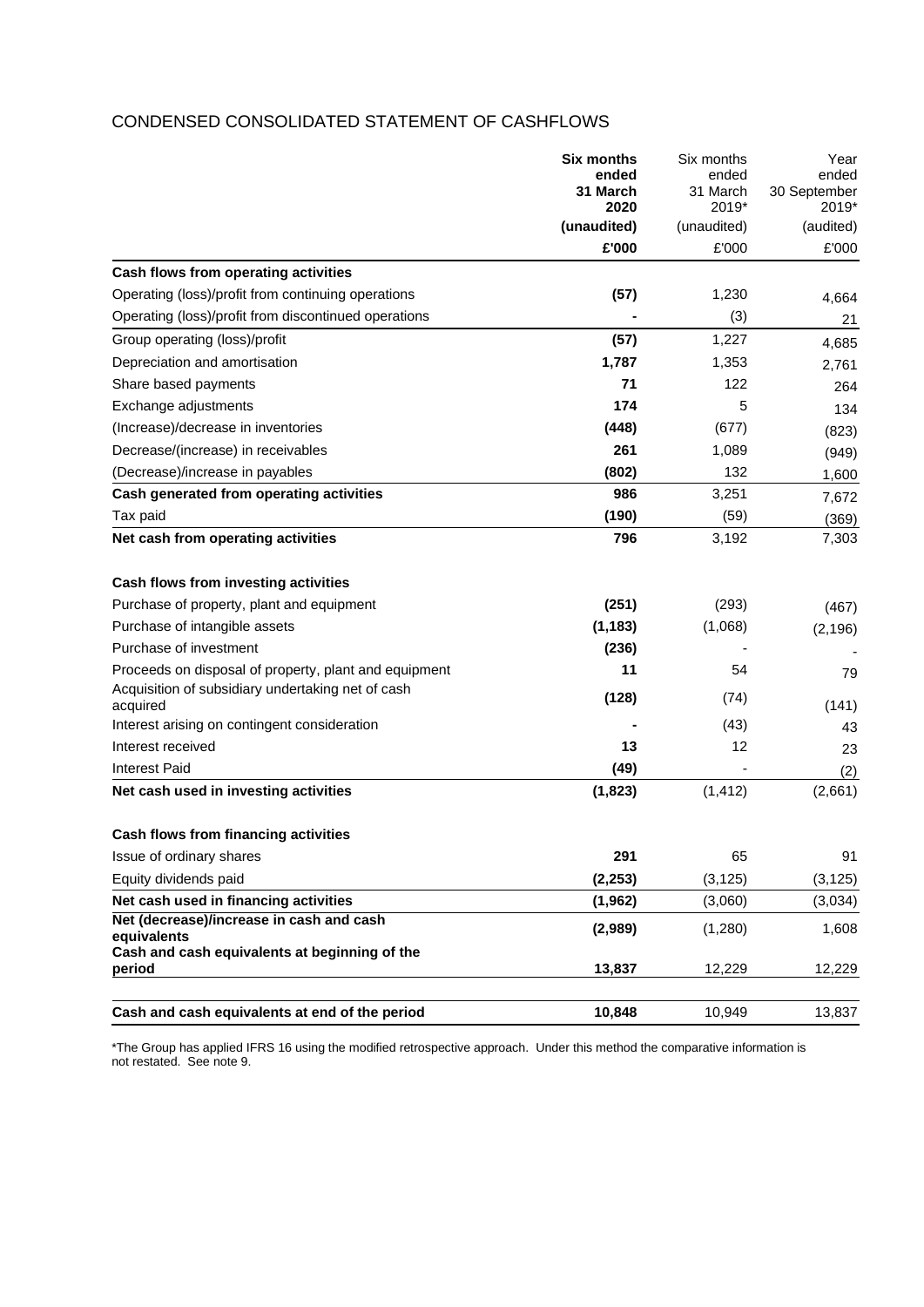# CONDENSED CONSOLIDATED STATEMENT OF CASHFLOWS

| | **Six months ended 31 March 2020** | Six months ended 31 March 2019* | Year ended 30 September 2019* |
|---|---|---|---|
| | **(unaudited)** | (unaudited) | (audited) |
| | **£'000** | £'000 | £'000 |
| **Cash flows from operating activities** | | | |
| Operating (loss)/profit from continuing operations | **(57)** | 1,230 | 4,664 |
| Operating (loss)/profit from discontinued operations | **-** | (3) | 21 |
| Group operating (loss)/profit | **(57)** | 1,227 | 4,685 |
| Depreciation and amortisation | **1,787** | 1,353 | 2,761 |
| Share based payments | **71** | 122 | 264 |
| Exchange adjustments | **174** | 5 | 134 |
| (Increase)/decrease in inventories | **(448)** | (677) | (823) |
| Decrease/(increase) in receivables | **261** | 1,089 | (949) |
| (Decrease)/increase in payables | **(802)** | 132 | 1,600 |
| **Cash generated from operating activities** | **986** | 3,251 | 7,672 |
| Tax paid | **(190)** | (59) | (369) |
| **Net cash from operating activities** | **796** | 3,192 | 7,303 |
| | | | |
| **Cash flows from investing activities** | | | |
| Purchase of property, plant and equipment | **(251)** | (293) | (467) |
| Purchase of intangible assets | **(1,183)** | (1,068) | (2,196) |
| Purchase of investment | **(236)** | - | - |
| Proceeds on disposal of property, plant and equipment | **11** | 54 | 79 |
| Acquisition of subsidiary undertaking net of cash acquired | **(128)** | (74) | (141) |
| Interest arising on contingent consideration | **-** | (43) | 43 |
| Interest received | **13** | 12 | 23 |
| Interest Paid | **(49)** | - | (2) |
| **Net cash used in investing activities** | **(1,823)** | (1,412) | (2,661) |
| | | | |
| **Cash flows from financing activities** | | | |
| Issue of ordinary shares | **291** | 65 | 91 |
| Equity dividends paid | **(2,253)** | (3,125) | (3,125) |
| **Net cash used in financing activities** | **(1,962)** | (3,060) | (3,034) |
| **Net (decrease)/increase in cash and cash equivalents** | **(2,989)** | (1,280) | 1,608 |
| **Cash and cash equivalents at beginning of the period** | **13,837** | 12,229 | 12,229 |
| | | | |
| **Cash and cash equivalents at end of the period** | **10,848** | 10,949 | 13,837 |

*The Group has applied IFRS 16 using the modified retrospective approach. Under this method the comparative information is not restated. See note 9.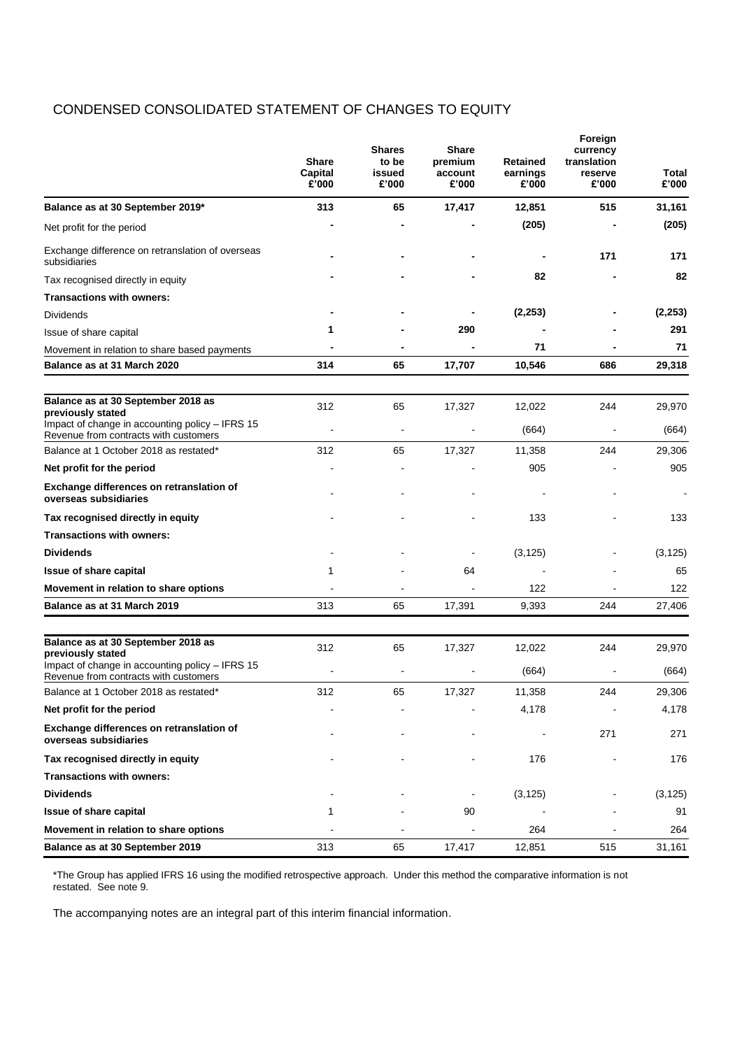# CONDENSED CONSOLIDATED STATEMENT OF CHANGES TO EQUITY

| | Share Capital £'000 | Shares to be issued £'000 | Share premium account £'000 | Retained earnings £'000 | Foreign currency translation reserve £'000 | Total £'000 |
|---|---|---|---|---|---|---|
| **Balance as at 30 September 2019*** | **313** | **65** | **17,417** | **12,851** | **515** | **31,161** |
| Net profit for the period | **-** | **-** | **-** | **(205)** | **-** | **(205)** |
| Exchange difference on retranslation of overseas subsidiaries | **-** | **-** | **-** | **-** | **171** | **171** |
| Tax recognised directly in equity | **-** | **-** | **-** | **82** | **-** | **82** |
| **Transactions with owners:** | | | | | | |
| Dividends | **-** | **-** | **-** | **(2,253)** | **-** | **(2,253)** |
| Issue of share capital | **1** | **-** | **290** | **-** | **-** | **291** |
| Movement in relation to share based payments | **-** | **-** | **-** | **71** | **-** | **71** |
| **Balance as at 31 March 2020** | **314** | **65** | **17,707** | **10,546** | **686** | **29,318** |
| | | | | | | |
| **Balance as at 30 September 2018 as previously stated** | 312 | 65 | 17,327 | 12,022 | 244 | 29,970 |
| Impact of change in accounting policy – IFRS 15 Revenue from contracts with customers | - | - | - | (664) | - | (664) |
| Balance at 1 October 2018 as restated* | 312 | 65 | 17,327 | 11,358 | 244 | 29,306 |
| **Net profit for the period** | - | - | - | 905 | - | 905 |
| **Exchange differences on retranslation of overseas subsidiaries** | - | - | - | - | - | - |
| **Tax recognised directly in equity** | - | - | - | 133 | - | 133 |
| **Transactions with owners:** | | | | | | |
| **Dividends** | - | - | - | (3,125) | - | (3,125) |
| **Issue of share capital** | 1 | - | 64 | - | - | 65 |
| **Movement in relation to share options** | - | - | - | 122 | - | 122 |
| **Balance as at 31 March 2019** | 313 | 65 | 17,391 | 9,393 | 244 | 27,406 |
| | | | | | | |
| **Balance as at 30 September 2018 as previously stated** | 312 | 65 | 17,327 | 12,022 | 244 | 29,970 |
| Impact of change in accounting policy – IFRS 15 Revenue from contracts with customers | - | - | - | (664) | - | (664) |
| Balance at 1 October 2018 as restated* | 312 | 65 | 17,327 | 11,358 | 244 | 29,306 |
| **Net profit for the period** | - | - | - | 4,178 | - | 4,178 |
| **Exchange differences on retranslation of overseas subsidiaries** | - | - | - | - | 271 | 271 |
| **Tax recognised directly in equity** | - | - | - | 176 | - | 176 |
| **Transactions with owners:** | | | | | | |
| **Dividends** | - | - | - | (3,125) | - | (3,125) |
| **Issue of share capital** | 1 | - | 90 | - | - | 91 |
| **Movement in relation to share options** | - | - | - | 264 | - | 264 |
| **Balance as at 30 September 2019** | 313 | 65 | 17,417 | 12,851 | 515 | 31,161 |

*The Group has applied IFRS 16 using the modified retrospective approach. Under this method the comparative information is not restated. See note 9.

The accompanying notes are an integral part of this interim financial information.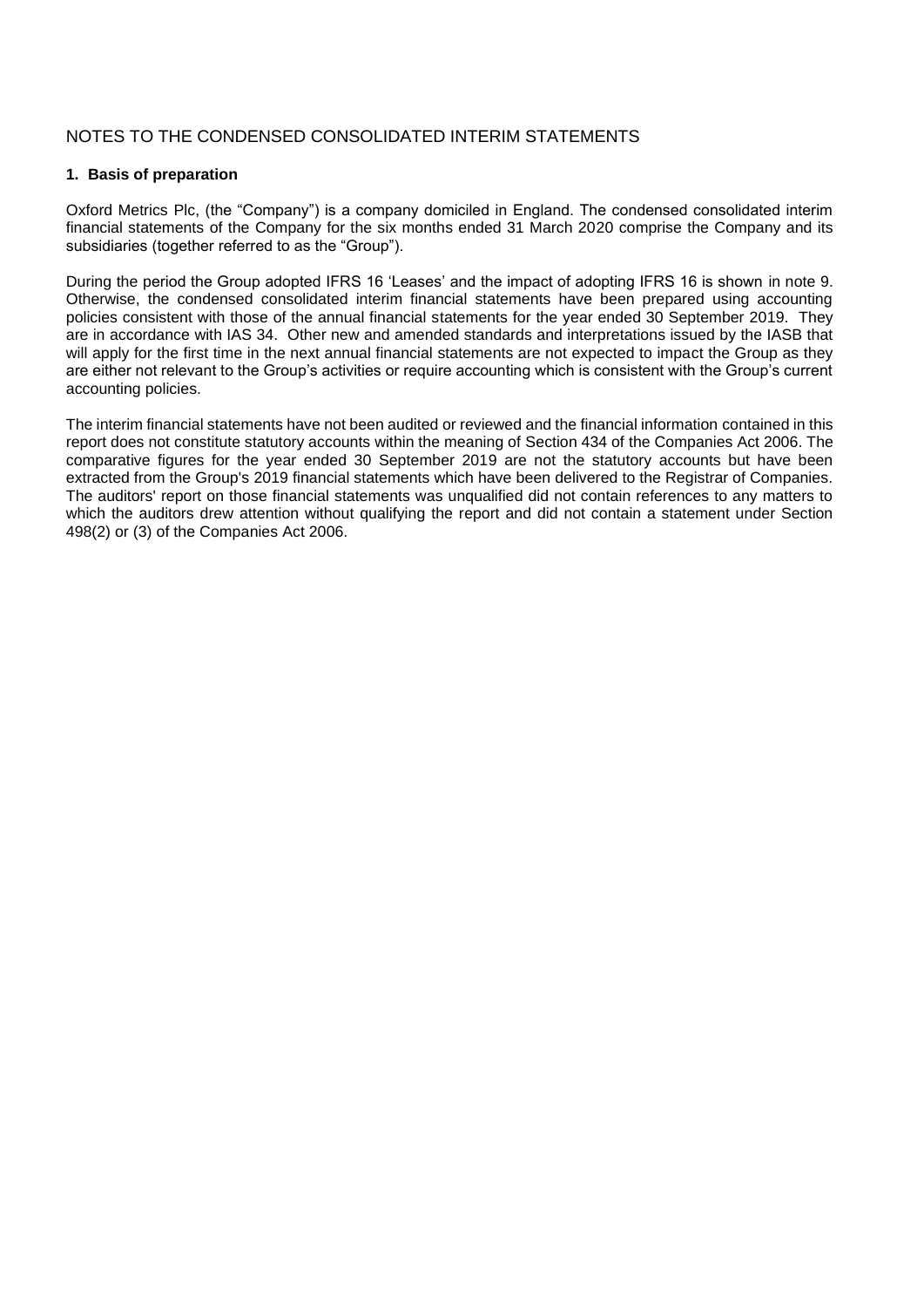# NOTES TO THE CONDENSED CONSOLIDATED INTERIM STATEMENTS

### 1. Basis of preparation

Oxford Metrics Plc, (the "Company") is a company domiciled in England. The condensed consolidated interim financial statements of the Company for the six months ended 31 March 2020 comprise the Company and its subsidiaries (together referred to as the "Group").

During the period the Group adopted IFRS 16 'Leases' and the impact of adopting IFRS 16 is shown in note 9. Otherwise, the condensed consolidated interim financial statements have been prepared using accounting policies consistent with those of the annual financial statements for the year ended 30 September 2019. They are in accordance with IAS 34. Other new and amended standards and interpretations issued by the IASB that will apply for the first time in the next annual financial statements are not expected to impact the Group as they are either not relevant to the Group's activities or require accounting which is consistent with the Group's current accounting policies.

The interim financial statements have not been audited or reviewed and the financial information contained in this report does not constitute statutory accounts within the meaning of Section 434 of the Companies Act 2006. The comparative figures for the year ended 30 September 2019 are not the statutory accounts but have been extracted from the Group's 2019 financial statements which have been delivered to the Registrar of Companies. The auditors' report on those financial statements was unqualified did not contain references to any matters to which the auditors drew attention without qualifying the report and did not contain a statement under Section 498(2) or (3) of the Companies Act 2006.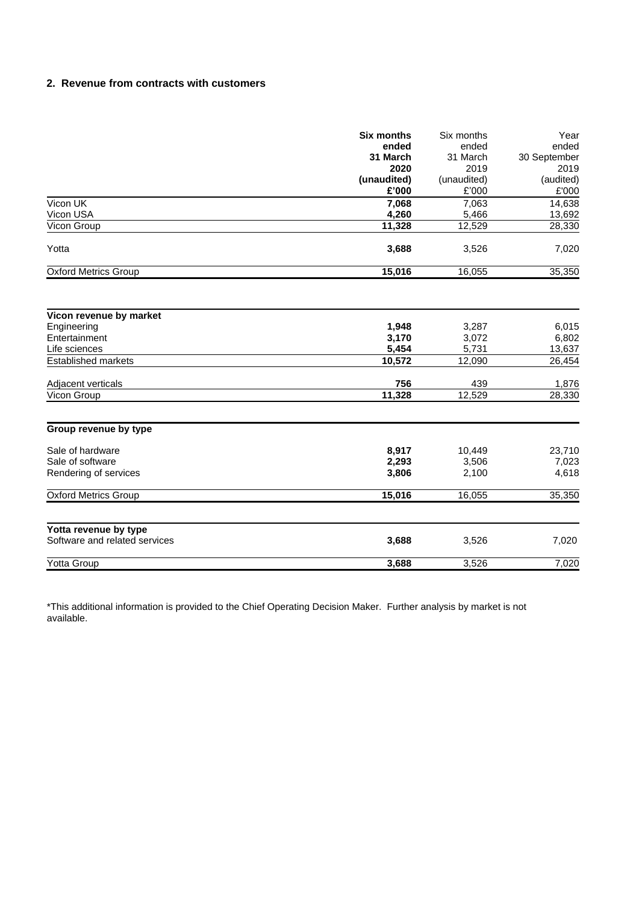## 2. Revenue from contracts with customers

| | Six months ended 31 March 2020 (unaudited) £'000 | Six months ended 31 March 2019 (unaudited) £'000 | Year ended 30 September 2019 (audited) £'000 |
|---|---|---|---|
| Vicon UK | **7,068** | 7,063 | 14,638 |
| Vicon USA | **4,260** | 5,466 | 13,692 |
| Vicon Group | **11,328** | 12,529 | 28,330 |
| Yotta | **3,688** | 3,526 | 7,020 |
| Oxford Metrics Group | **15,016** | 16,055 | 35,350 |
| **Vicon revenue by market** | | | |
| Engineering | **1,948** | 3,287 | 6,015 |
| Entertainment | **3,170** | 3,072 | 6,802 |
| Life sciences | **5,454** | 5,731 | 13,637 |
| Established markets | **10,572** | 12,090 | 26,454 |
| Adjacent verticals | **756** | 439 | 1,876 |
| Vicon Group | **11,328** | 12,529 | 28,330 |
| **Group revenue by type** | | | |
| Sale of hardware | **8,917** | 10,449 | 23,710 |
| Sale of software | **2,293** | 3,506 | 7,023 |
| Rendering of services | **3,806** | 2,100 | 4,618 |
| Oxford Metrics Group | **15,016** | 16,055 | 35,350 |
| **Yotta revenue by type** | | | |
| Software and related services | **3,688** | 3,526 | 7,020 |
| Yotta Group | **3,688** | 3,526 | 7,020 |

*This additional information is provided to the Chief Operating Decision Maker. Further analysis by market is not available.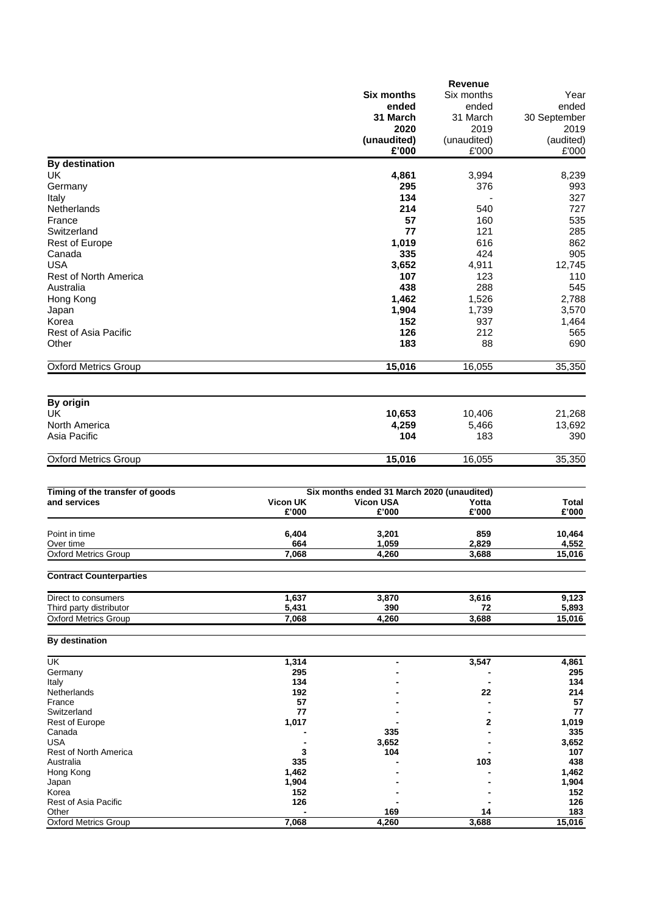| | Revenue | | |
|---|---|---|---|
| | **Six months ended 31 March 2020 (unaudited) £'000** | Six months ended 31 March 2019 (unaudited) £'000 | Year ended 30 September 2019 (audited) £'000 |
| **By destination** | | | |
| UK | **4,861** | 3,994 | 8,239 |
| Germany | **295** | 376 | 993 |
| Italy | **134** | - | 327 |
| Netherlands | **214** | 540 | 727 |
| France | **57** | 160 | 535 |
| Switzerland | **77** | 121 | 285 |
| Rest of Europe | **1,019** | 616 | 862 |
| Canada | **335** | 424 | 905 |
| USA | **3,652** | 4,911 | 12,745 |
| Rest of North America | **107** | 123 | 110 |
| Australia | **438** | 288 | 545 |
| Hong Kong | **1,462** | 1,526 | 2,788 |
| Japan | **1,904** | 1,739 | 3,570 |
| Korea | **152** | 937 | 1,464 |
| Rest of Asia Pacific | **126** | 212 | 565 |
| Other | **183** | 88 | 690 |
| Oxford Metrics Group | **15,016** | 16,055 | 35,350 |

| | | | |
|---|---|---|---|
| **By origin** | | | |
| UK | **10,653** | 10,406 | 21,268 |
| North America | **4,259** | 5,466 | 13,692 |
| Asia Pacific | **104** | 183 | 390 |
| Oxford Metrics Group | **15,016** | 16,055 | 35,350 |

| **Timing of the transfer of goods and services** | **Six months ended 31 March 2020 (unaudited)** | | | |
|---|---|---|---|---|
| | **Vicon UK £'000** | **Vicon USA £'000** | **Yotta £'000** | **Total £'000** |
| Point in time | **6,404** | **3,201** | **859** | **10,464** |
| Over time | **664** | **1,059** | **2,829** | **4,552** |
| Oxford Metrics Group | **7,068** | **4,260** | **3,688** | **15,016** |
| **Contract Counterparties** | | | | |
| Direct to consumers | **1,637** | **3,870** | **3,616** | **9,123** |
| Third party distributor | **5,431** | **390** | **72** | **5,893** |
| Oxford Metrics Group | **7,068** | **4,260** | **3,688** | **15,016** |
| **By destination** | | | | |
| UK | **1,314** | **-** | **3,547** | **4,861** |
| Germany | **295** | **-** | **-** | **295** |
| Italy | **134** | **-** | **-** | **134** |
| Netherlands | **192** | **-** | **22** | **214** |
| France | **57** | **-** | **-** | **57** |
| Switzerland | **77** | **-** | **-** | **77** |
| Rest of Europe | **1,017** | **-** | **2** | **1,019** |
| Canada | **-** | **335** | **-** | **335** |
| USA | **-** | **3,652** | **-** | **3,652** |
| Rest of North America | **3** | **104** | **-** | **107** |
| Australia | **335** | **-** | **103** | **438** |
| Hong Kong | **1,462** | **-** | **-** | **1,462** |
| Japan | **1,904** | **-** | **-** | **1,904** |
| Korea | **152** | **-** | **-** | **152** |
| Rest of Asia Pacific | **126** | **-** | **-** | **126** |
| Other | **-** | **169** | **14** | **183** |
| Oxford Metrics Group | **7,068** | **4,260** | **3,688** | **15,016** |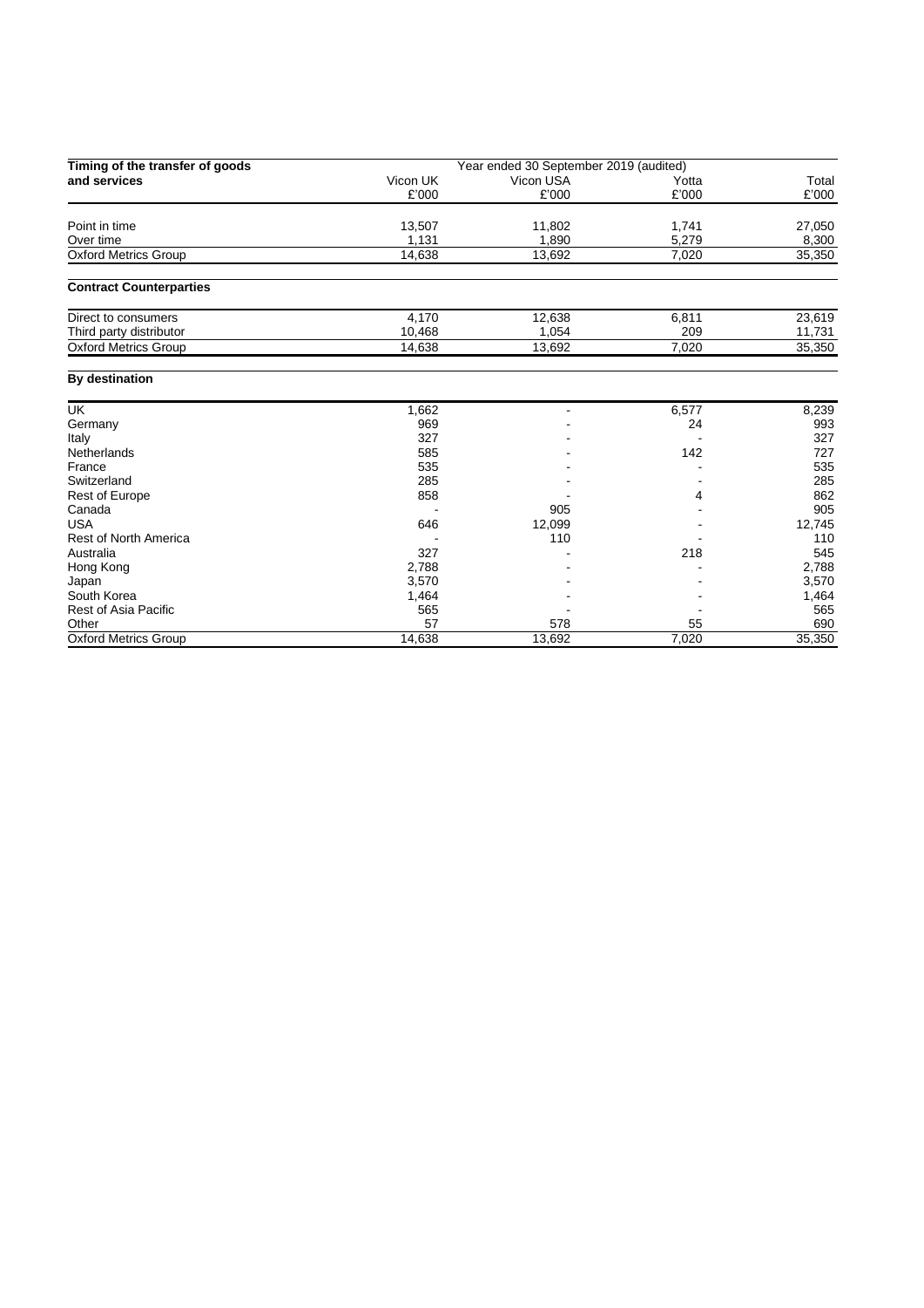| Timing of the transfer of goods and services | Year ended 30 September 2019 (audited) | | | |
|---|---|---|---|---|
| | Vicon UK £'000 | Vicon USA £'000 | Yotta £'000 | Total £'000 |
| Point in time | 13,507 | 11,802 | 1,741 | 27,050 |
| Over time | 1,131 | 1,890 | 5,279 | 8,300 |
| Oxford Metrics Group | 14,638 | 13,692 | 7,020 | 35,350 |
| **Contract Counterparties** | | | | |
| Direct to consumers | 4,170 | 12,638 | 6,811 | 23,619 |
| Third party distributor | 10,468 | 1,054 | 209 | 11,731 |
| Oxford Metrics Group | 14,638 | 13,692 | 7,020 | 35,350 |
| **By destination** | | | | |
| UK | 1,662 | - | 6,577 | 8,239 |
| Germany | 969 | - | 24 | 993 |
| Italy | 327 | - | - | 327 |
| Netherlands | 585 | - | 142 | 727 |
| France | 535 | - | - | 535 |
| Switzerland | 285 | - | - | 285 |
| Rest of Europe | 858 | - | 4 | 862 |
| Canada | - | 905 | - | 905 |
| USA | 646 | 12,099 | - | 12,745 |
| Rest of North America | - | 110 | - | 110 |
| Australia | 327 | - | 218 | 545 |
| Hong Kong | 2,788 | - | - | 2,788 |
| Japan | 3,570 | - | - | 3,570 |
| South Korea | 1,464 | - | - | 1,464 |
| Rest of Asia Pacific | 565 | - | - | 565 |
| Other | 57 | 578 | 55 | 690 |
| Oxford Metrics Group | 14,638 | 13,692 | 7,020 | 35,350 |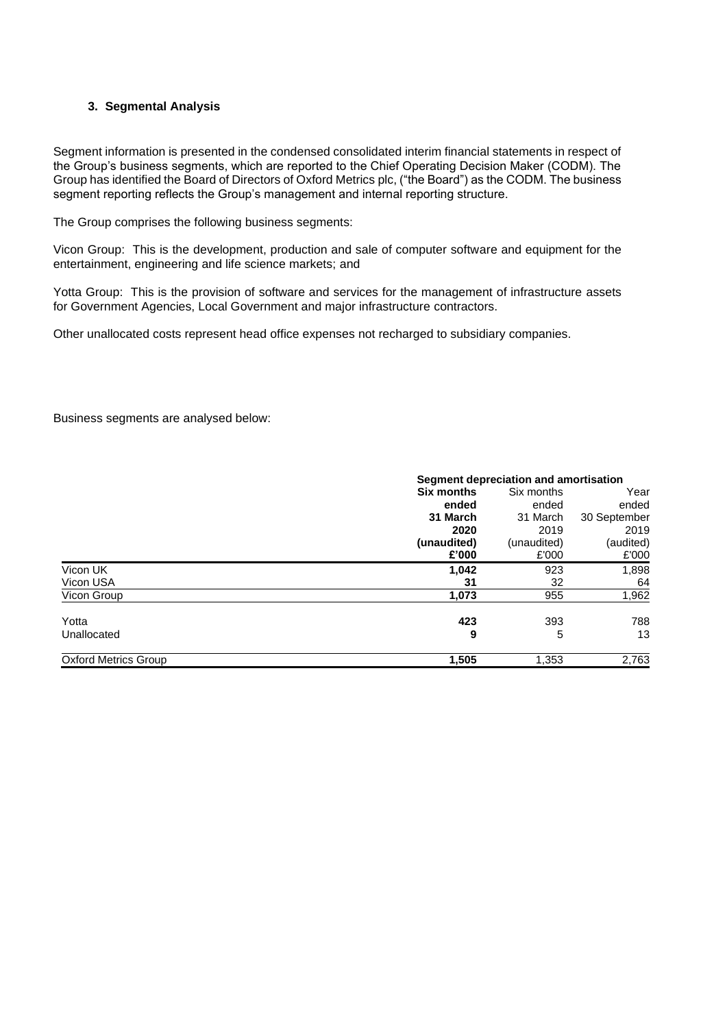### 3. Segmental Analysis

Segment information is presented in the condensed consolidated interim financial statements in respect of the Group's business segments, which are reported to the Chief Operating Decision Maker (CODM). The Group has identified the Board of Directors of Oxford Metrics plc, ("the Board") as the CODM. The business segment reporting reflects the Group's management and internal reporting structure.

The Group comprises the following business segments:

Vicon Group: This is the development, production and sale of computer software and equipment for the entertainment, engineering and life science markets; and

Yotta Group: This is the provision of software and services for the management of infrastructure assets for Government Agencies, Local Government and major infrastructure contractors.

Other unallocated costs represent head office expenses not recharged to subsidiary companies.

Business segments are analysed below:

| | **Segment depreciation and amortisation** | | |
|---|---|---|---|
| | **Six months ended 31 March 2020 (unaudited) £'000** | Six months ended 31 March 2019 (unaudited) £'000 | Year ended 30 September 2019 (audited) £'000 |
| Vicon UK | **1,042** | 923 | 1,898 |
| Vicon USA | **31** | 32 | 64 |
| Vicon Group | **1,073** | 955 | 1,962 |
| Yotta | **423** | 393 | 788 |
| Unallocated | **9** | 5 | 13 |
| Oxford Metrics Group | **1,505** | 1,353 | 2,763 |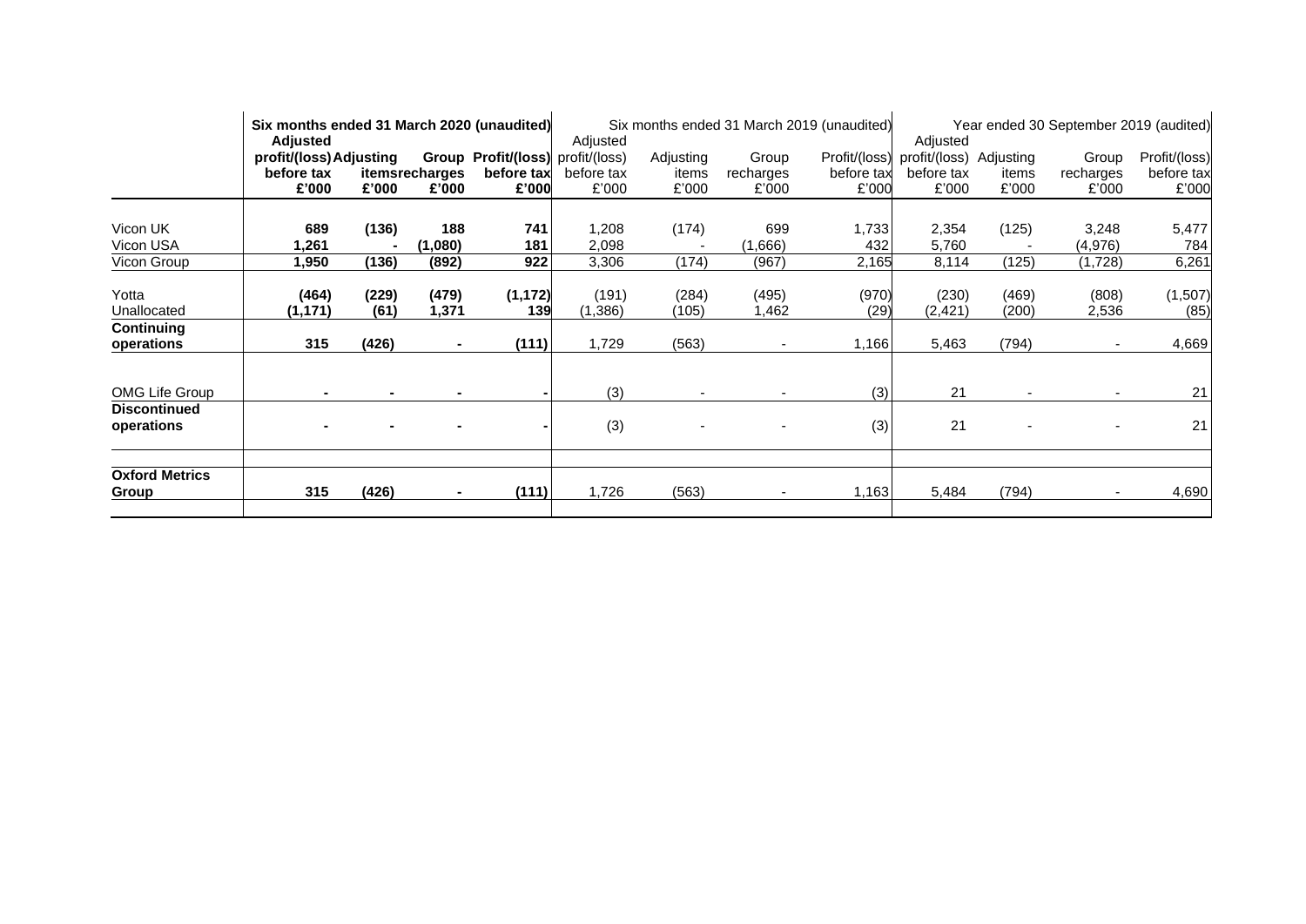| | Six months ended 31 March 2020 (unaudited) | | | | Six months ended 31 March 2019 (unaudited) | | | | Year ended 30 September 2019 (audited) | | | |
|---|---|---|---|---|---|---|---|---|---|---|---|---|
| | **Adjusted profit/(loss) before tax** | **Adjusting items** | **Group recharges** | **Profit/(loss) before tax** | Adjusted profit/(loss) before tax | Adjusting items | Group recharges | Profit/(loss) before tax | Adjusted profit/(loss) before tax | Adjusting items | Group recharges | Profit/(loss) before tax |
| | **£'000** | **£'000** | **£'000** | **£'000** | £'000 | £'000 | £'000 | £'000 | £'000 | £'000 | £'000 | £'000 |
| Vicon UK | **689** | **(136)** | **188** | **741** | 1,208 | (174) | 699 | 1,733 | 2,354 | (125) | 3,248 | 5,477 |
| Vicon USA | **1,261** | **-** | **(1,080)** | **181** | 2,098 | - | (1,666) | 432 | 5,760 | - | (4,976) | 784 |
| Vicon Group | **1,950** | **(136)** | **(892)** | **922** | 3,306 | (174) | (967) | 2,165 | 8,114 | (125) | (1,728) | 6,261 |
| Yotta | **(464)** | **(229)** | **(479)** | **(1,172)** | (191) | (284) | (495) | (970) | (230) | (469) | (808) | (1,507) |
| Unallocated | **(1,171)** | **(61)** | **1,371** | **139** | (1,386) | (105) | 1,462 | (29) | (2,421) | (200) | 2,536 | (85) |
| **Continuing operations** | **315** | **(426)** | **-** | **(111)** | 1,729 | (563) | - | 1,166 | 5,463 | (794) | - | 4,669 |
| OMG Life Group | **-** | **-** | **-** | **-** | (3) | - | - | (3) | 21 | - | - | 21 |
| **Discontinued operations** | **-** | **-** | **-** | **-** | (3) | - | - | (3) | 21 | - | - | 21 |
| **Oxford Metrics Group** | **315** | **(426)** | **-** | **(111)** | 1,726 | (563) | - | 1,163 | 5,484 | (794) | - | 4,690 |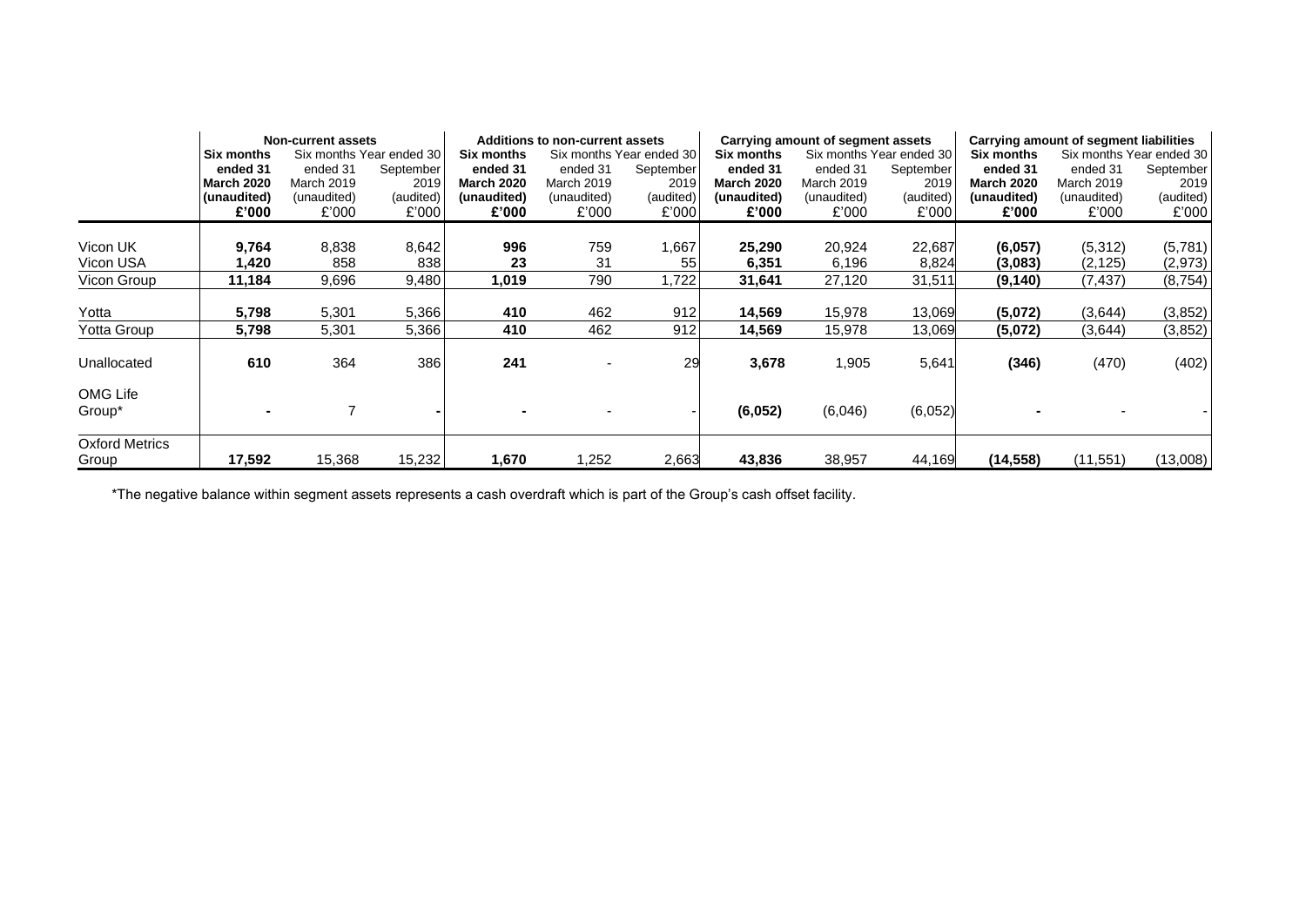| | Non-current assets | | | Additions to non-current assets | | | Carrying amount of segment assets | | | Carrying amount of segment liabilities | | |
|---|---|---|---|---|---|---|---|---|---|---|---|---|
| | **Six months ended 31 March 2020 (unaudited) £'000** | Six months ended 31 March 2019 (unaudited) £'000 | Year ended 30 September 2019 (audited) £'000 | **Six months ended 31 March 2020 (unaudited) £'000** | Six months ended 31 March 2019 (unaudited) £'000 | Year ended 30 September 2019 (audited) £'000 | **Six months ended 31 March 2020 (unaudited) £'000** | Six months ended 31 March 2019 (unaudited) £'000 | Year ended 30 September 2019 (audited) £'000 | **Six months ended 31 March 2020 (unaudited) £'000** | Six months ended 31 March 2019 (unaudited) £'000 | Year ended 30 September 2019 (audited) £'000 |
| Vicon UK | **9,764** | 8,838 | 8,642 | **996** | 759 | 1,667 | **25,290** | 20,924 | 22,687 | **(6,057)** | (5,312) | (5,781) |
| Vicon USA | **1,420** | 858 | 838 | **23** | 31 | 55 | **6,351** | 6,196 | 8,824 | **(3,083)** | (2,125) | (2,973) |
| Vicon Group | **11,184** | 9,696 | 9,480 | **1,019** | 790 | 1,722 | **31,641** | 27,120 | 31,511 | **(9,140)** | (7,437) | (8,754) |
| Yotta | **5,798** | 5,301 | 5,366 | **410** | 462 | 912 | **14,569** | 15,978 | 13,069 | **(5,072)** | (3,644) | (3,852) |
| Yotta Group | **5,798** | 5,301 | 5,366 | **410** | 462 | 912 | **14,569** | 15,978 | 13,069 | **(5,072)** | (3,644) | (3,852) |
| Unallocated | **610** | 364 | 386 | **241** | - | 29 | **3,678** | 1,905 | 5,641 | **(346)** | (470) | (402) |
| OMG Life Group* | **-** | 7 | - | **-** | - | - | **(6,052)** | (6,046) | (6,052) | **-** | - | - |
| Oxford Metrics Group | **17,592** | 15,368 | 15,232 | **1,670** | 1,252 | 2,663 | **43,836** | 38,957 | 44,169 | **(14,558)** | (11,551) | (13,008) |

*The negative balance within segment assets represents a cash overdraft which is part of the Group's cash offset facility.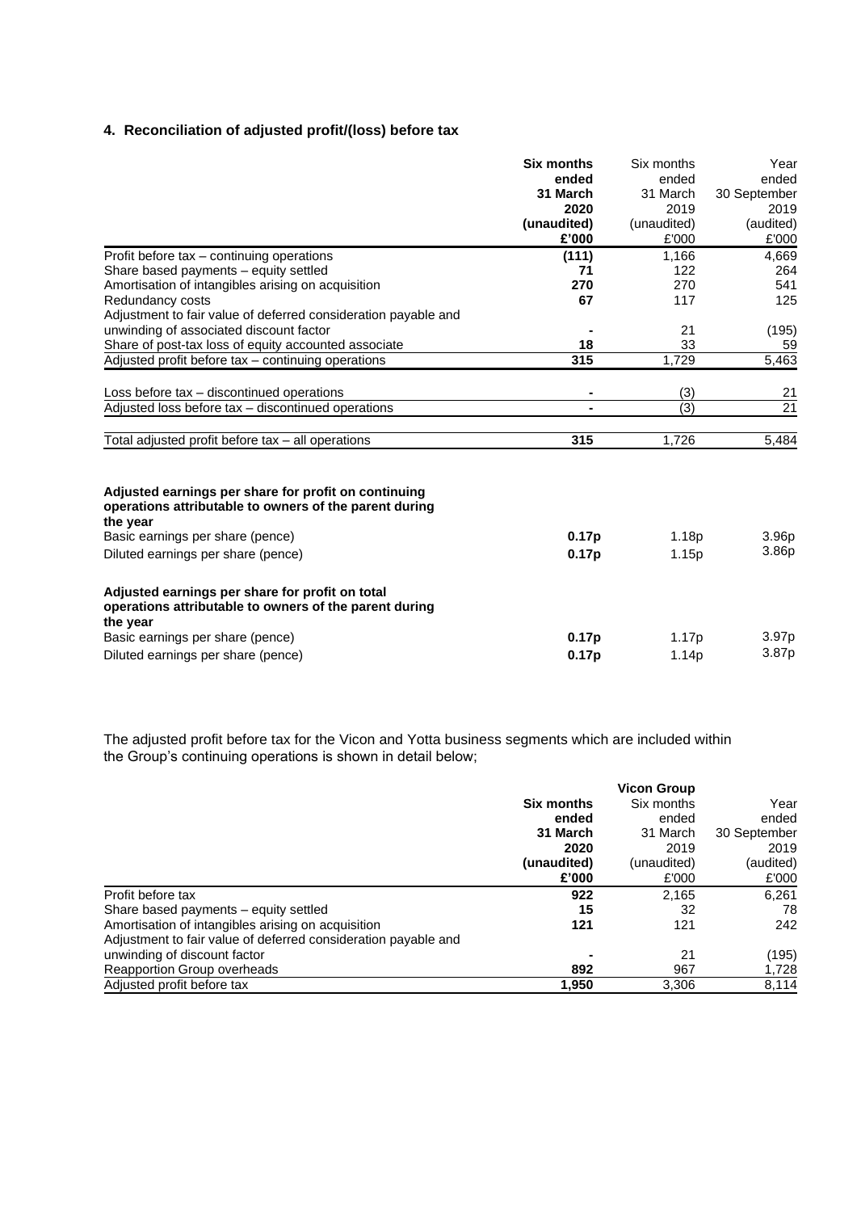## 4. Reconciliation of adjusted profit/(loss) before tax

| | **Six months ended 31 March 2020 (unaudited) £'000** | Six months ended 31 March 2019 (unaudited) £'000 | Year ended 30 September 2019 (audited) £'000 |
|---|---|---|---|
| Profit before tax – continuing operations | **(111)** | 1,166 | 4,669 |
| Share based payments – equity settled | **71** | 122 | 264 |
| Amortisation of intangibles arising on acquisition | **270** | 270 | 541 |
| Redundancy costs | **67** | 117 | 125 |
| Adjustment to fair value of deferred consideration payable and unwinding of associated discount factor | **-** | 21 | (195) |
| Share of post-tax loss of equity accounted associate | **18** | 33 | 59 |
| Adjusted profit before tax – continuing operations | **315** | 1,729 | 5,463 |
| | | | |
| Loss before tax – discontinued operations | **-** | (3) | 21 |
| Adjusted loss before tax – discontinued operations | **-** | (3) | 21 |
| | | | |
| Total adjusted profit before tax – all operations | **315** | 1,726 | 5,484 |
| | | | |
| **Adjusted earnings per share for profit on continuing operations attributable to owners of the parent during the year** | | | |
| Basic earnings per share (pence) | **0.17p** | 1.18p | 3.96p |
| Diluted earnings per share (pence) | **0.17p** | 1.15p | 3.86p |
| | | | |
| **Adjusted earnings per share for profit on total operations attributable to owners of the parent during the year** | | | |
| Basic earnings per share (pence) | **0.17p** | 1.17p | 3.97p |
| Diluted earnings per share (pence) | **0.17p** | 1.14p | 3.87p |

The adjusted profit before tax for the Vicon and Yotta business segments which are included within the Group's continuing operations is shown in detail below;

| | | **Vicon Group** | |
|---|---|---|---|
| | **Six months ended 31 March 2020 (unaudited) £'000** | Six months ended 31 March 2019 (unaudited) £'000 | Year ended 30 September 2019 (audited) £'000 |
| Profit before tax | **922** | 2,165 | 6,261 |
| Share based payments – equity settled | **15** | 32 | 78 |
| Amortisation of intangibles arising on acquisition | **121** | 121 | 242 |
| Adjustment to fair value of deferred consideration payable and unwinding of discount factor | **-** | 21 | (195) |
| Reapportion Group overheads | **892** | 967 | 1,728 |
| Adjusted profit before tax | **1,950** | 3,306 | 8,114 |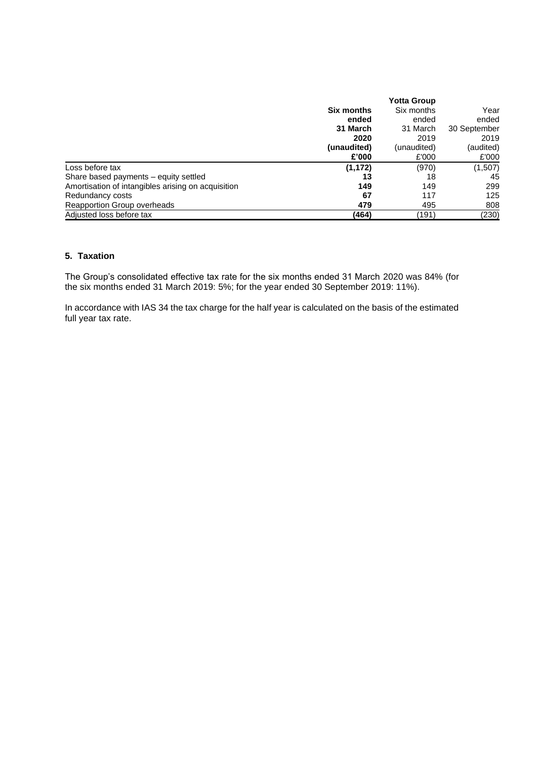| | Yotta Group | | |
|---|---|---|---|
| | **Six months ended 31 March 2020 (unaudited) £'000** | Six months ended 31 March 2019 (unaudited) £'000 | Year ended 30 September 2019 (audited) £'000 |
| Loss before tax | **(1,172)** | (970) | (1,507) |
| Share based payments – equity settled | **13** | 18 | 45 |
| Amortisation of intangibles arising on acquisition | **149** | 149 | 299 |
| Redundancy costs | **67** | 117 | 125 |
| Reapportion Group overheads | **479** | 495 | 808 |
| Adjusted loss before tax | **(464)** | (191) | (230) |

## 5. Taxation

The Group's consolidated effective tax rate for the six months ended 31 March 2020 was 84% (for the six months ended 31 March 2019: 5%; for the year ended 30 September 2019: 11%).

In accordance with IAS 34 the tax charge for the half year is calculated on the basis of the estimated full year tax rate.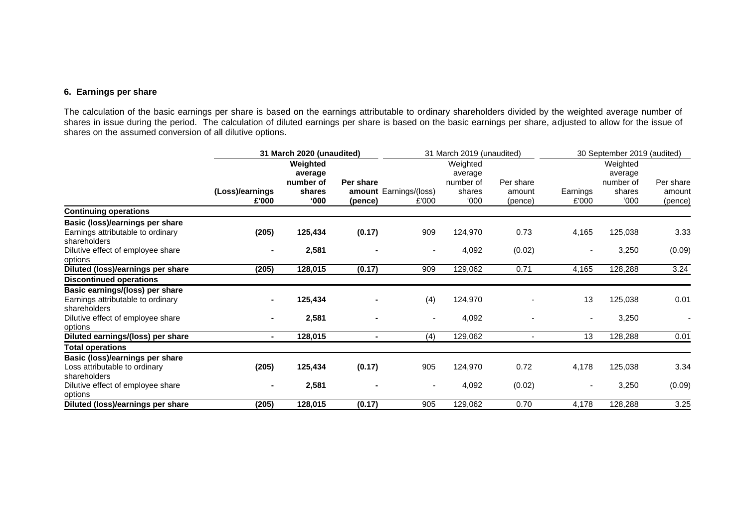### 6. Earnings per share

The calculation of the basic earnings per share is based on the earnings attributable to ordinary shareholders divided by the weighted average number of shares in issue during the period. The calculation of diluted earnings per share is based on the basic earnings per share, adjusted to allow for the issue of shares on the assumed conversion of all dilutive options.

| | **31 March 2020 (unaudited)** | | | 31 March 2019 (unaudited) | | | 30 September 2019 (audited) | | |
|---|---|---|---|---|---|---|---|---|---|
| | **(Loss)/earnings £'000** | **Weighted average number of shares '000** | **Per share amount (pence)** | Earnings/(loss) £'000 | Weighted average number of shares '000 | Per share amount (pence) | Earnings £'000 | Weighted average number of shares '000 | Per share amount (pence) |
| **Continuing operations** | | | | | | | | | |
| **Basic (loss)/earnings per share** | | | | | | | | | |
| Earnings attributable to ordinary shareholders | **(205)** | **125,434** | **(0.17)** | 909 | 124,970 | 0.73 | 4,165 | 125,038 | 3.33 |
| Dilutive effect of employee share options | **-** | **2,581** | **-** | - | 4,092 | (0.02) | - | 3,250 | (0.09) |
| **Diluted (loss)/earnings per share** | **(205)** | **128,015** | **(0.17)** | 909 | 129,062 | 0.71 | 4,165 | 128,288 | 3.24 |
| **Discontinued operations** | | | | | | | | | |
| **Basic earnings/(loss) per share** | | | | | | | | | |
| Earnings attributable to ordinary shareholders | **-** | **125,434** | **-** | (4) | 124,970 | - | 13 | 125,038 | 0.01 |
| Dilutive effect of employee share options | **-** | **2,581** | **-** | - | 4,092 | - | - | 3,250 | - |
| **Diluted earnings/(loss) per share** | **-** | **128,015** | **-** | (4) | 129,062 | - | 13 | 128,288 | 0.01 |
| **Total operations** | | | | | | | | | |
| **Basic (loss)/earnings per share** | | | | | | | | | |
| Loss attributable to ordinary shareholders | **(205)** | **125,434** | **(0.17)** | 905 | 124,970 | 0.72 | 4,178 | 125,038 | 3.34 |
| Dilutive effect of employee share options | **-** | **2,581** | **-** | - | 4,092 | (0.02) | - | 3,250 | (0.09) |
| **Diluted (loss)/earnings per share** | **(205)** | **128,015** | **(0.17)** | 905 | 129,062 | 0.70 | 4,178 | 128,288 | 3.25 |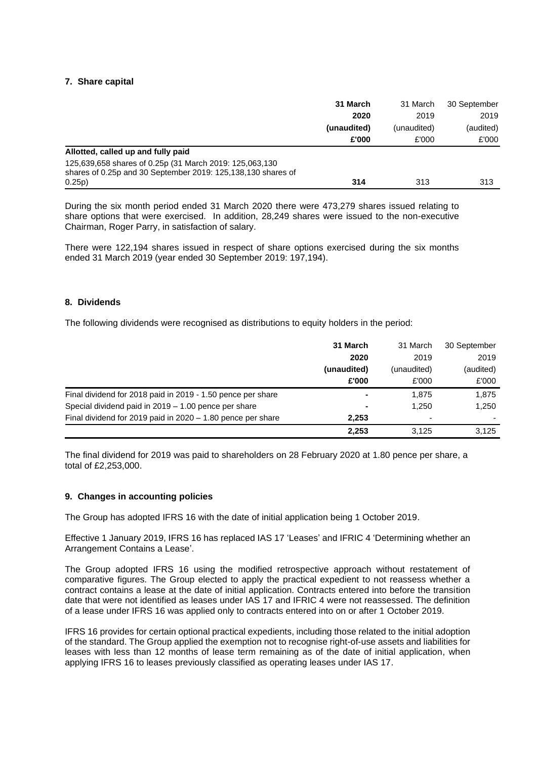## 7. Share capital

| | **31 March 2020 (unaudited) £'000** | 31 March 2019 (unaudited) £'000 | 30 September 2019 (audited) £'000 |
|---|---|---|---|
| **Allotted, called up and fully paid** | | | |
| 125,639,658 shares of 0.25p (31 March 2019: 125,063,130 shares of 0.25p and 30 September 2019: 125,138,130 shares of 0.25p) | **314** | 313 | 313 |

During the six month period ended 31 March 2020 there were 473,279 shares issued relating to share options that were exercised. In addition, 28,249 shares were issued to the non-executive Chairman, Roger Parry, in satisfaction of salary.

There were 122,194 shares issued in respect of share options exercised during the six months ended 31 March 2019 (year ended 30 September 2019: 197,194).

## 8. Dividends

The following dividends were recognised as distributions to equity holders in the period:

| | **31 March 2020 (unaudited) £'000** | 31 March 2019 (unaudited) £'000 | 30 September 2019 (audited) £'000 |
|---|---|---|---|
| Final dividend for 2018 paid in 2019 - 1.50 pence per share | **-** | 1,875 | 1,875 |
| Special dividend paid in 2019 – 1.00 pence per share | **-** | 1,250 | 1,250 |
| Final dividend for 2019 paid in 2020 – 1.80 pence per share | **2,253** | - | - |
| | **2,253** | 3,125 | 3,125 |

The final dividend for 2019 was paid to shareholders on 28 February 2020 at 1.80 pence per share, a total of £2,253,000.

## 9. Changes in accounting policies

The Group has adopted IFRS 16 with the date of initial application being 1 October 2019.

Effective 1 January 2019, IFRS 16 has replaced IAS 17 'Leases' and IFRIC 4 'Determining whether an Arrangement Contains a Lease'.

The Group adopted IFRS 16 using the modified retrospective approach without restatement of comparative figures. The Group elected to apply the practical expedient to not reassess whether a contract contains a lease at the date of initial application. Contracts entered into before the transition date that were not identified as leases under IAS 17 and IFRIC 4 were not reassessed. The definition of a lease under IFRS 16 was applied only to contracts entered into on or after 1 October 2019.

IFRS 16 provides for certain optional practical expedients, including those related to the initial adoption of the standard. The Group applied the exemption not to recognise right-of-use assets and liabilities for leases with less than 12 months of lease term remaining as of the date of initial application, when applying IFRS 16 to leases previously classified as operating leases under IAS 17.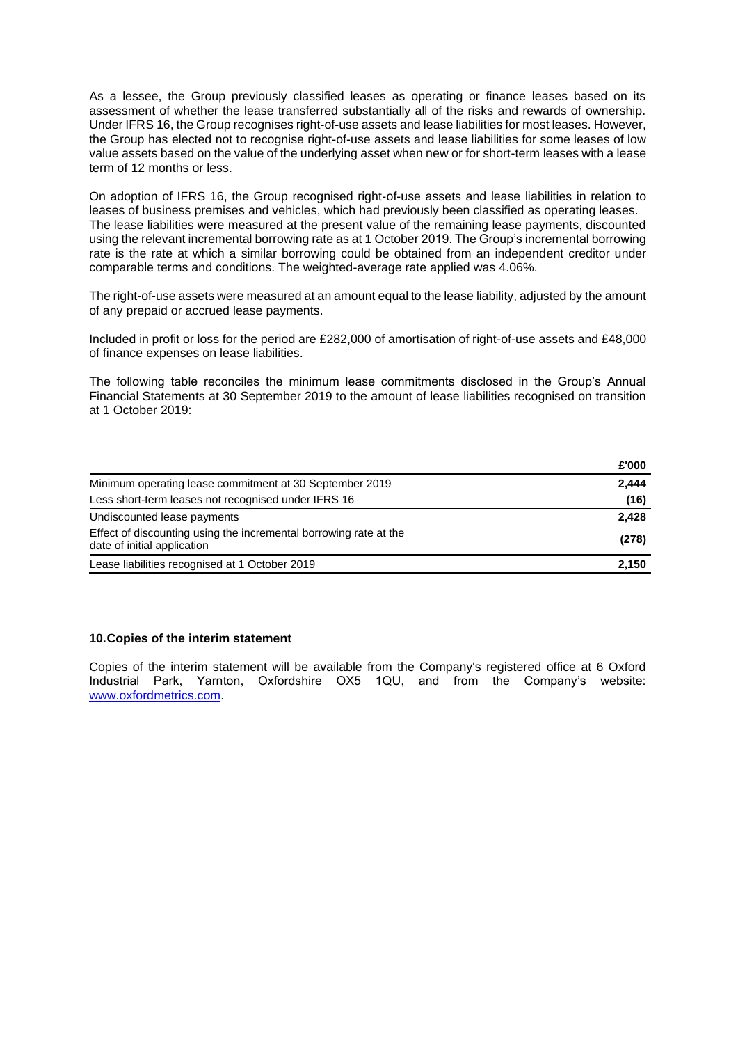As a lessee, the Group previously classified leases as operating or finance leases based on its assessment of whether the lease transferred substantially all of the risks and rewards of ownership. Under IFRS 16, the Group recognises right-of-use assets and lease liabilities for most leases. However, the Group has elected not to recognise right-of-use assets and lease liabilities for some leases of low value assets based on the value of the underlying asset when new or for short-term leases with a lease term of 12 months or less.

On adoption of IFRS 16, the Group recognised right-of-use assets and lease liabilities in relation to leases of business premises and vehicles, which had previously been classified as operating leases. The lease liabilities were measured at the present value of the remaining lease payments, discounted using the relevant incremental borrowing rate as at 1 October 2019. The Group's incremental borrowing rate is the rate at which a similar borrowing could be obtained from an independent creditor under comparable terms and conditions. The weighted-average rate applied was 4.06%.

The right-of-use assets were measured at an amount equal to the lease liability, adjusted by the amount of any prepaid or accrued lease payments.

Included in profit or loss for the period are £282,000 of amortisation of right-of-use assets and £48,000 of finance expenses on lease liabilities.

The following table reconciles the minimum lease commitments disclosed in the Group's Annual Financial Statements at 30 September 2019 to the amount of lease liabilities recognised on transition at 1 October 2019:

| | £'000 |
|---|---|
| Minimum operating lease commitment at 30 September 2019 | **2,444** |
| Less short-term leases not recognised under IFRS 16 | **(16)** |
| Undiscounted lease payments | **2,428** |
| Effect of discounting using the incremental borrowing rate at the date of initial application | **(278)** |
| Lease liabilities recognised at 1 October 2019 | **2,150** |

**10. Copies of the interim statement**

Copies of the interim statement will be available from the Company's registered office at 6 Oxford Industrial Park, Yarnton, Oxfordshire OX5 1QU, and from the Company's website: www.oxfordmetrics.com.